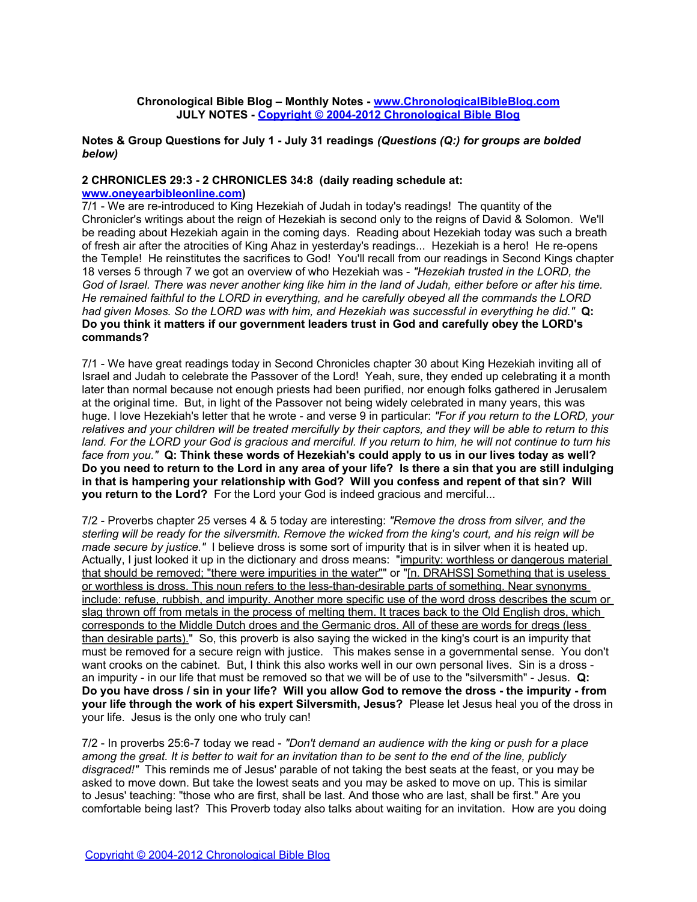**Chronological Bible Blog – Monthly Notes - [www.ChronologicalBibleBlog.com](http://www.ChronologicalBibleBlog.com)**
**JULY NOTES - [Copyright © 2004-2012 Chronological Bible Blog](http://www.ChronologicalBibleBlog.com)**

**Notes & Group Questions for July 1 - July 31 readings *(Questions (Q:) for groups are bolded below)***

**2 CHRONICLES 29:3 - 2 CHRONICLES 34:8 (daily reading schedule at: [www.oneyearbibleonline.com](http://www.oneyearbibleonline.com))**

7/1 - We are re-introduced to King Hezekiah of Judah in today's readings! The quantity of the Chronicler's writings about the reign of Hezekiah is second only to the reigns of David & Solomon. We'll be reading about Hezekiah again in the coming days. Reading about Hezekiah today was such a breath of fresh air after the atrocities of King Ahaz in yesterday's readings... Hezekiah is a hero! He re-opens the Temple! He reinstitutes the sacrifices to God! You'll recall from our readings in Second Kings chapter 18 verses 5 through 7 we got an overview of who Hezekiah was - *"Hezekiah trusted in the LORD, the God of Israel. There was never another king like him in the land of Judah, either before or after his time. He remained faithful to the LORD in everything, and he carefully obeyed all the commands the LORD had given Moses. So the LORD was with him, and Hezekiah was successful in everything he did."* **Q: Do you think it matters if our government leaders trust in God and carefully obey the LORD's commands?**

7/1 - We have great readings today in Second Chronicles chapter 30 about King Hezekiah inviting all of Israel and Judah to celebrate the Passover of the Lord! Yeah, sure, they ended up celebrating it a month later than normal because not enough priests had been purified, nor enough folks gathered in Jerusalem at the original time. But, in light of the Passover not being widely celebrated in many years, this was huge. I love Hezekiah's letter that he wrote - and verse 9 in particular: *"For if you return to the LORD, your relatives and your children will be treated mercifully by their captors, and they will be able to return to this land. For the LORD your God is gracious and merciful. If you return to him, he will not continue to turn his face from you."* **Q: Think these words of Hezekiah's could apply to us in our lives today as well? Do you need to return to the Lord in any area of your life? Is there a sin that you are still indulging in that is hampering your relationship with God? Will you confess and repent of that sin? Will you return to the Lord?** For the Lord your God is indeed gracious and merciful...

7/2 - Proverbs chapter 25 verses 4 & 5 today are interesting: *"Remove the dross from silver, and the sterling will be ready for the silversmith. Remove the wicked from the king's court, and his reign will be made secure by justice."* I believe dross is some sort of impurity that is in silver when it is heated up. Actually, I just looked it up in the dictionary and dross means: "impurity: worthless or dangerous material that should be removed; "there were impurities in the water"" or "[n. DRAHSS] Something that is useless or worthless is dross. This noun refers to the less-than-desirable parts of something. Near synonyms include: refuse, rubbish, and impurity. Another more specific use of the word dross describes the scum or slag thrown off from metals in the process of melting them. It traces back to the Old English dros, which corresponds to the Middle Dutch droes and the Germanic dros. All of these are words for dregs (less than desirable parts)." So, this proverb is also saying the wicked in the king's court is an impurity that must be removed for a secure reign with justice. This makes sense in a governmental sense. You don't want crooks on the cabinet. But, I think this also works well in our own personal lives. Sin is a dross - an impurity - in our life that must be removed so that we will be of use to the "silversmith" - Jesus. **Q: Do you have dross / sin in your life? Will you allow God to remove the dross - the impurity - from your life through the work of his expert Silversmith, Jesus?** Please let Jesus heal you of the dross in your life. Jesus is the only one who truly can!

7/2 - In proverbs 25:6-7 today we read - *"Don't demand an audience with the king or push for a place among the great. It is better to wait for an invitation than to be sent to the end of the line, publicly disgraced!"* This reminds me of Jesus' parable of not taking the best seats at the feast, or you may be asked to move down. But take the lowest seats and you may be asked to move on up. This is similar to Jesus' teaching: "those who are first, shall be last. And those who are last, shall be first." Are you comfortable being last? This Proverb today also talks about waiting for an invitation. How are you doing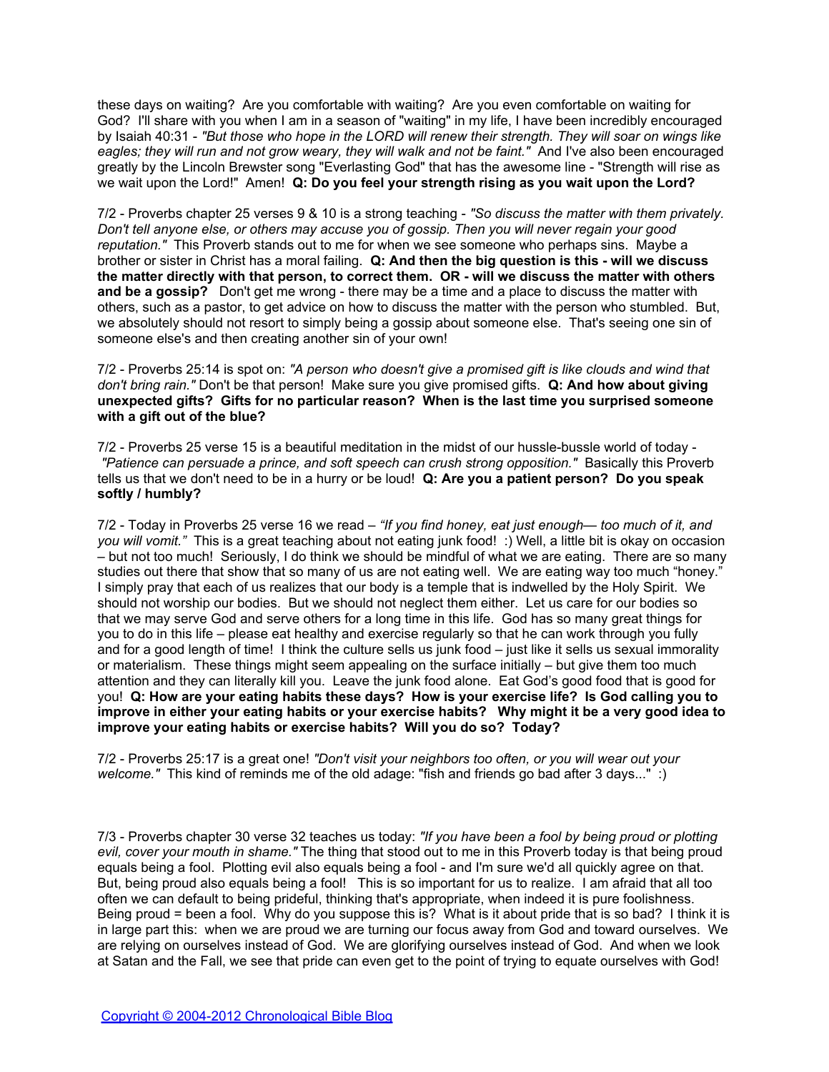these days on waiting? Are you comfortable with waiting? Are you even comfortable on waiting for God? I'll share with you when I am in a season of "waiting" in my life, I have been incredibly encouraged by Isaiah 40:31 - *"But those who hope in the LORD will renew their strength. They will soar on wings like eagles; they will run and not grow weary, they will walk and not be faint."* And I've also been encouraged greatly by the Lincoln Brewster song "Everlasting God" that has the awesome line - "Strength will rise as we wait upon the Lord!" Amen! **Q: Do you feel your strength rising as you wait upon the Lord?**

7/2 - Proverbs chapter 25 verses 9 & 10 is a strong teaching - *"So discuss the matter with them privately. Don't tell anyone else, or others may accuse you of gossip. Then you will never regain your good reputation."* This Proverb stands out to me for when we see someone who perhaps sins. Maybe a brother or sister in Christ has a moral failing. **Q: And then the big question is this - will we discuss the matter directly with that person, to correct them. OR - will we discuss the matter with others and be a gossip?** Don't get me wrong - there may be a time and a place to discuss the matter with others, such as a pastor, to get advice on how to discuss the matter with the person who stumbled. But, we absolutely should not resort to simply being a gossip about someone else. That's seeing one sin of someone else's and then creating another sin of your own!

7/2 - Proverbs 25:14 is spot on: *"A person who doesn't give a promised gift is like clouds and wind that don't bring rain."* Don't be that person! Make sure you give promised gifts. **Q: And how about giving unexpected gifts? Gifts for no particular reason? When is the last time you surprised someone with a gift out of the blue?**

7/2 - Proverbs 25 verse 15 is a beautiful meditation in the midst of our hussle-bussle world of today - *"Patience can persuade a prince, and soft speech can crush strong opposition."* Basically this Proverb tells us that we don't need to be in a hurry or be loud! **Q: Are you a patient person? Do you speak softly / humbly?**

7/2 - Today in Proverbs 25 verse 16 we read – *"If you find honey, eat just enough— too much of it, and you will vomit."* This is a great teaching about not eating junk food! :) Well, a little bit is okay on occasion – but not too much! Seriously, I do think we should be mindful of what we are eating. There are so many studies out there that show that so many of us are not eating well. We are eating way too much "honey." I simply pray that each of us realizes that our body is a temple that is indwelled by the Holy Spirit. We should not worship our bodies. But we should not neglect them either. Let us care for our bodies so that we may serve God and serve others for a long time in this life. God has so many great things for you to do in this life – please eat healthy and exercise regularly so that he can work through you fully and for a good length of time! I think the culture sells us junk food – just like it sells us sexual immorality or materialism. These things might seem appealing on the surface initially – but give them too much attention and they can literally kill you. Leave the junk food alone. Eat God's good food that is good for you! **Q: How are your eating habits these days? How is your exercise life? Is God calling you to improve in either your eating habits or your exercise habits? Why might it be a very good idea to improve your eating habits or exercise habits? Will you do so? Today?**

7/2 - Proverbs 25:17 is a great one! *"Don't visit your neighbors too often, or you will wear out your welcome."* This kind of reminds me of the old adage: "fish and friends go bad after 3 days..." :)

7/3 - Proverbs chapter 30 verse 32 teaches us today: *"If you have been a fool by being proud or plotting evil, cover your mouth in shame."* The thing that stood out to me in this Proverb today is that being proud equals being a fool. Plotting evil also equals being a fool - and I'm sure we'd all quickly agree on that. But, being proud also equals being a fool! This is so important for us to realize. I am afraid that all too often we can default to being prideful, thinking that's appropriate, when indeed it is pure foolishness. Being proud = been a fool. Why do you suppose this is? What is it about pride that is so bad? I think it is in large part this: when we are proud we are turning our focus away from God and toward ourselves. We are relying on ourselves instead of God. We are glorifying ourselves instead of God. And when we look at Satan and the Fall, we see that pride can even get to the point of trying to equate ourselves with God!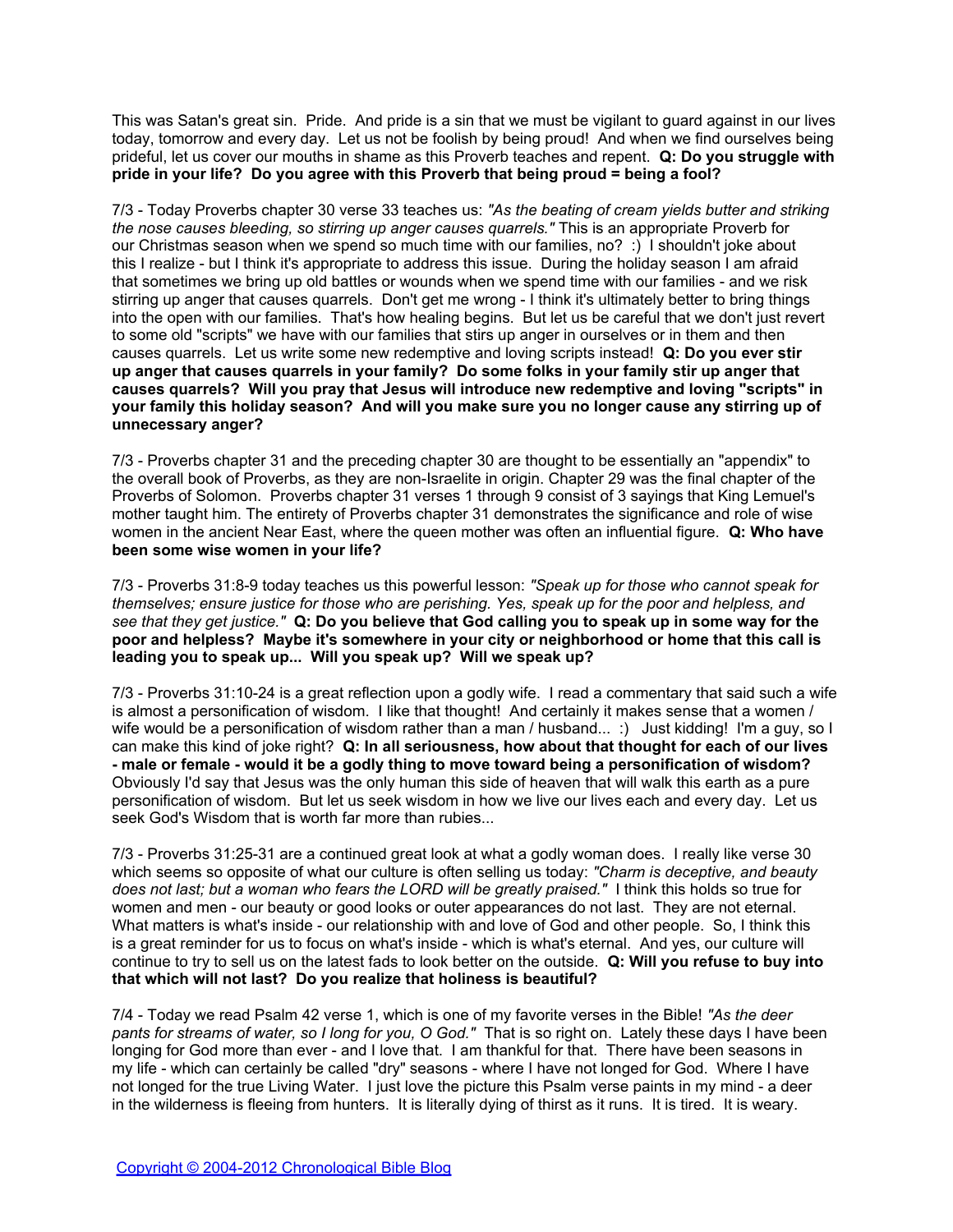This was Satan's great sin. Pride. And pride is a sin that we must be vigilant to guard against in our lives today, tomorrow and every day. Let us not be foolish by being proud! And when we find ourselves being prideful, let us cover our mouths in shame as this Proverb teaches and repent. **Q: Do you struggle with pride in your life? Do you agree with this Proverb that being proud = being a fool?**

7/3 - Today Proverbs chapter 30 verse 33 teaches us: *"As the beating of cream yields butter and striking the nose causes bleeding, so stirring up anger causes quarrels."* This is an appropriate Proverb for our Christmas season when we spend so much time with our families, no? :) I shouldn't joke about this I realize - but I think it's appropriate to address this issue. During the holiday season I am afraid that sometimes we bring up old battles or wounds when we spend time with our families - and we risk stirring up anger that causes quarrels. Don't get me wrong - I think it's ultimately better to bring things into the open with our families. That's how healing begins. But let us be careful that we don't just revert to some old "scripts" we have with our families that stirs up anger in ourselves or in them and then causes quarrels. Let us write some new redemptive and loving scripts instead! **Q: Do you ever stir up anger that causes quarrels in your family? Do some folks in your family stir up anger that causes quarrels? Will you pray that Jesus will introduce new redemptive and loving "scripts" in your family this holiday season? And will you make sure you no longer cause any stirring up of unnecessary anger?**

7/3 - Proverbs chapter 31 and the preceding chapter 30 are thought to be essentially an "appendix" to the overall book of Proverbs, as they are non-Israelite in origin. Chapter 29 was the final chapter of the Proverbs of Solomon. Proverbs chapter 31 verses 1 through 9 consist of 3 sayings that King Lemuel's mother taught him. The entirety of Proverbs chapter 31 demonstrates the significance and role of wise women in the ancient Near East, where the queen mother was often an influential figure. **Q: Who have been some wise women in your life?**

7/3 - Proverbs 31:8-9 today teaches us this powerful lesson: *"Speak up for those who cannot speak for themselves; ensure justice for those who are perishing. Yes, speak up for the poor and helpless, and see that they get justice."* **Q: Do you believe that God calling you to speak up in some way for the poor and helpless? Maybe it's somewhere in your city or neighborhood or home that this call is leading you to speak up... Will you speak up? Will we speak up?**

7/3 - Proverbs 31:10-24 is a great reflection upon a godly wife. I read a commentary that said such a wife is almost a personification of wisdom. I like that thought! And certainly it makes sense that a women / wife would be a personification of wisdom rather than a man / husband... :) Just kidding! I'm a guy, so I can make this kind of joke right? **Q: In all seriousness, how about that thought for each of our lives - male or female - would it be a godly thing to move toward being a personification of wisdom?** Obviously I'd say that Jesus was the only human this side of heaven that will walk this earth as a pure personification of wisdom. But let us seek wisdom in how we live our lives each and every day. Let us seek God's Wisdom that is worth far more than rubies...

7/3 - Proverbs 31:25-31 are a continued great look at what a godly woman does. I really like verse 30 which seems so opposite of what our culture is often selling us today: *"Charm is deceptive, and beauty does not last; but a woman who fears the LORD will be greatly praised."* I think this holds so true for women and men - our beauty or good looks or outer appearances do not last. They are not eternal. What matters is what's inside - our relationship with and love of God and other people. So, I think this is a great reminder for us to focus on what's inside - which is what's eternal. And yes, our culture will continue to try to sell us on the latest fads to look better on the outside. **Q: Will you refuse to buy into that which will not last? Do you realize that holiness is beautiful?**

7/4 - Today we read Psalm 42 verse 1, which is one of my favorite verses in the Bible! *"As the deer pants for streams of water, so I long for you, O God."* That is so right on. Lately these days I have been longing for God more than ever - and I love that. I am thankful for that. There have been seasons in my life - which can certainly be called "dry" seasons - where I have not longed for God. Where I have not longed for the true Living Water. I just love the picture this Psalm verse paints in my mind - a deer in the wilderness is fleeing from hunters. It is literally dying of thirst as it runs. It is tired. It is weary.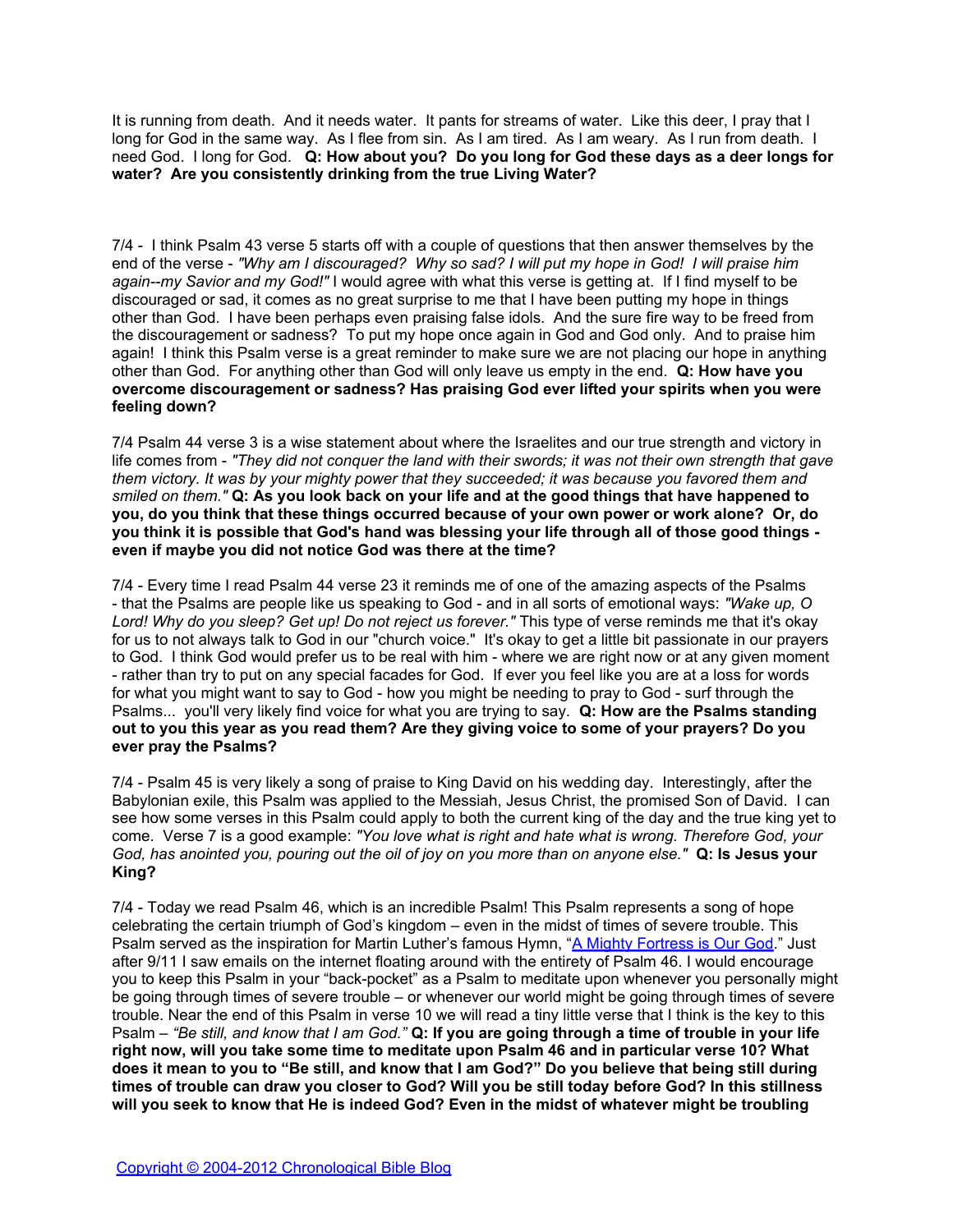It is running from death. And it needs water. It pants for streams of water. Like this deer, I pray that I long for God in the same way. As I flee from sin. As I am tired. As I am weary. As I run from death. I need God. I long for God. **Q: How about you? Do you long for God these days as a deer longs for water? Are you consistently drinking from the true Living Water?**

7/4 - I think Psalm 43 verse 5 starts off with a couple of questions that then answer themselves by the end of the verse - *"Why am I discouraged? Why so sad? I will put my hope in God! I will praise him again--my Savior and my God!"* I would agree with what this verse is getting at. If I find myself to be discouraged or sad, it comes as no great surprise to me that I have been putting my hope in things other than God. I have been perhaps even praising false idols. And the sure fire way to be freed from the discouragement or sadness? To put my hope once again in God and God only. And to praise him again! I think this Psalm verse is a great reminder to make sure we are not placing our hope in anything other than God. For anything other than God will only leave us empty in the end. **Q: How have you overcome discouragement or sadness? Has praising God ever lifted your spirits when you were feeling down?**

7/4 Psalm 44 verse 3 is a wise statement about where the Israelites and our true strength and victory in life comes from - *"They did not conquer the land with their swords; it was not their own strength that gave them victory. It was by your mighty power that they succeeded; it was because you favored them and smiled on them."* **Q: As you look back on your life and at the good things that have happened to you, do you think that these things occurred because of your own power or work alone? Or, do you think it is possible that God's hand was blessing your life through all of those good things - even if maybe you did not notice God was there at the time?**

7/4 - Every time I read Psalm 44 verse 23 it reminds me of one of the amazing aspects of the Psalms - that the Psalms are people like us speaking to God - and in all sorts of emotional ways: *"Wake up, O Lord! Why do you sleep? Get up! Do not reject us forever."* This type of verse reminds me that it's okay for us to not always talk to God in our "church voice." It's okay to get a little bit passionate in our prayers to God. I think God would prefer us to be real with him - where we are right now or at any given moment - rather than try to put on any special facades for God. If ever you feel like you are at a loss for words for what you might want to say to God - how you might be needing to pray to God - surf through the Psalms... you'll very likely find voice for what you are trying to say. **Q: How are the Psalms standing out to you this year as you read them? Are they giving voice to some of your prayers? Do you ever pray the Psalms?**

7/4 - Psalm 45 is very likely a song of praise to King David on his wedding day. Interestingly, after the Babylonian exile, this Psalm was applied to the Messiah, Jesus Christ, the promised Son of David. I can see how some verses in this Psalm could apply to both the current king of the day and the true king yet to come. Verse 7 is a good example: *"You love what is right and hate what is wrong. Therefore God, your God, has anointed you, pouring out the oil of joy on you more than on anyone else."* **Q: Is Jesus your King?**

7/4 - Today we read Psalm 46, which is an incredible Psalm! This Psalm represents a song of hope celebrating the certain triumph of God's kingdom – even in the midst of times of severe trouble. This Psalm served as the inspiration for Martin Luther's famous Hymn, "A Mighty Fortress is Our God." Just after 9/11 I saw emails on the internet floating around with the entirety of Psalm 46. I would encourage you to keep this Psalm in your "back-pocket" as a Psalm to meditate upon whenever you personally might be going through times of severe trouble – or whenever our world might be going through times of severe trouble. Near the end of this Psalm in verse 10 we will read a tiny little verse that I think is the key to this Psalm – *"Be still, and know that I am God."* **Q: If you are going through a time of trouble in your life right now, will you take some time to meditate upon Psalm 46 and in particular verse 10? What does it mean to you to "Be still, and know that I am God?" Do you believe that being still during times of trouble can draw you closer to God? Will you be still today before God? In this stillness will you seek to know that He is indeed God? Even in the midst of whatever might be troubling**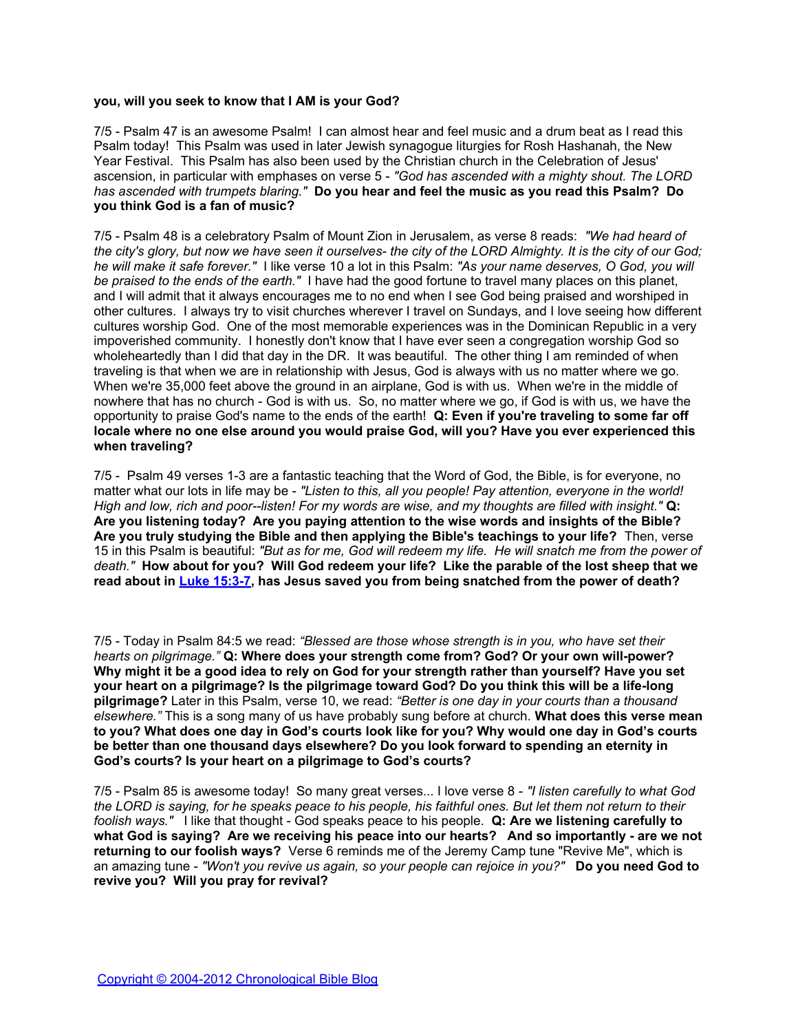**you, will you seek to know that I AM is your God?**

7/5 - Psalm 47 is an awesome Psalm! I can almost hear and feel music and a drum beat as I read this Psalm today! This Psalm was used in later Jewish synagogue liturgies for Rosh Hashanah, the New Year Festival. This Psalm has also been used by the Christian church in the Celebration of Jesus' ascension, in particular with emphases on verse 5 - *"God has ascended with a mighty shout. The LORD has ascended with trumpets blaring."* **Do you hear and feel the music as you read this Psalm? Do you think God is a fan of music?**

7/5 - Psalm 48 is a celebratory Psalm of Mount Zion in Jerusalem, as verse 8 reads: *"We had heard of the city's glory, but now we have seen it ourselves- the city of the LORD Almighty. It is the city of our God; he will make it safe forever."* I like verse 10 a lot in this Psalm: *"As your name deserves, O God, you will be praised to the ends of the earth."* I have had the good fortune to travel many places on this planet, and I will admit that it always encourages me to no end when I see God being praised and worshiped in other cultures. I always try to visit churches wherever I travel on Sundays, and I love seeing how different cultures worship God. One of the most memorable experiences was in the Dominican Republic in a very impoverished community. I honestly don't know that I have ever seen a congregation worship God so wholeheartedly than I did that day in the DR. It was beautiful. The other thing I am reminded of when traveling is that when we are in relationship with Jesus, God is always with us no matter where we go. When we're 35,000 feet above the ground in an airplane, God is with us. When we're in the middle of nowhere that has no church - God is with us. So, no matter where we go, if God is with us, we have the opportunity to praise God's name to the ends of the earth! **Q: Even if you're traveling to some far off locale where no one else around you would praise God, will you? Have you ever experienced this when traveling?**

7/5 - Psalm 49 verses 1-3 are a fantastic teaching that the Word of God, the Bible, is for everyone, no matter what our lots in life may be - *"Listen to this, all you people! Pay attention, everyone in the world! High and low, rich and poor--listen! For my words are wise, and my thoughts are filled with insight."* **Q: Are you listening today? Are you paying attention to the wise words and insights of the Bible? Are you truly studying the Bible and then applying the Bible's teachings to your life?** Then, verse 15 in this Psalm is beautiful: *"But as for me, God will redeem my life. He will snatch me from the power of death."* **How about for you? Will God redeem your life? Like the parable of the lost sheep that we read about in Luke 15:3-7, has Jesus saved you from being snatched from the power of death?**

7/5 - Today in Psalm 84:5 we read: *"Blessed are those whose strength is in you, who have set their hearts on pilgrimage."* **Q: Where does your strength come from? God? Or your own will-power? Why might it be a good idea to rely on God for your strength rather than yourself? Have you set your heart on a pilgrimage? Is the pilgrimage toward God? Do you think this will be a life-long pilgrimage?** Later in this Psalm, verse 10, we read: *"Better is one day in your courts than a thousand elsewhere."* This is a song many of us have probably sung before at church. **What does this verse mean to you? What does one day in God's courts look like for you? Why would one day in God's courts be better than one thousand days elsewhere? Do you look forward to spending an eternity in God's courts? Is your heart on a pilgrimage to God's courts?**

7/5 - Psalm 85 is awesome today! So many great verses... I love verse 8 - *"I listen carefully to what God the LORD is saying, for he speaks peace to his people, his faithful ones. But let them not return to their foolish ways."* I like that thought - God speaks peace to his people. **Q: Are we listening carefully to what God is saying? Are we receiving his peace into our hearts? And so importantly - are we not returning to our foolish ways?** Verse 6 reminds me of the Jeremy Camp tune "Revive Me", which is an amazing tune - *"Won't you revive us again, so your people can rejoice in you?"* **Do you need God to revive you? Will you pray for revival?**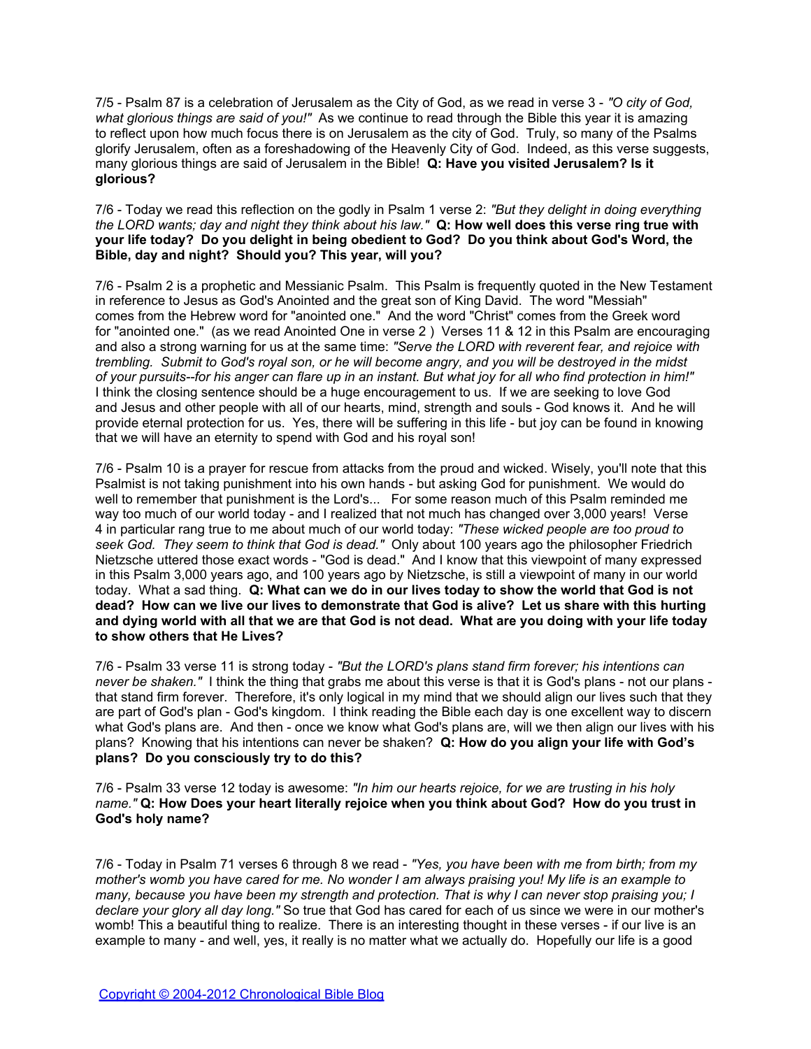7/5 - Psalm 87 is a celebration of Jerusalem as the City of God, as we read in verse 3 - *"O city of God, what glorious things are said of you!"* As we continue to read through the Bible this year it is amazing to reflect upon how much focus there is on Jerusalem as the city of God. Truly, so many of the Psalms glorify Jerusalem, often as a foreshadowing of the Heavenly City of God. Indeed, as this verse suggests, many glorious things are said of Jerusalem in the Bible! **Q: Have you visited Jerusalem? Is it glorious?**

7/6 - Today we read this reflection on the godly in Psalm 1 verse 2: *"But they delight in doing everything the LORD wants; day and night they think about his law."* **Q: How well does this verse ring true with your life today? Do you delight in being obedient to God? Do you think about God's Word, the Bible, day and night? Should you? This year, will you?**

7/6 - Psalm 2 is a prophetic and Messianic Psalm. This Psalm is frequently quoted in the New Testament in reference to Jesus as God's Anointed and the great son of King David. The word "Messiah" comes from the Hebrew word for "anointed one." And the word "Christ" comes from the Greek word for "anointed one." (as we read Anointed One in verse 2 ) Verses 11 & 12 in this Psalm are encouraging and also a strong warning for us at the same time: *"Serve the LORD with reverent fear, and rejoice with trembling. Submit to God's royal son, or he will become angry, and you will be destroyed in the midst of your pursuits--for his anger can flare up in an instant. But what joy for all who find protection in him!"* I think the closing sentence should be a huge encouragement to us. If we are seeking to love God and Jesus and other people with all of our hearts, mind, strength and souls - God knows it. And he will provide eternal protection for us. Yes, there will be suffering in this life - but joy can be found in knowing that we will have an eternity to spend with God and his royal son!

7/6 - Psalm 10 is a prayer for rescue from attacks from the proud and wicked. Wisely, you'll note that this Psalmist is not taking punishment into his own hands - but asking God for punishment. We would do well to remember that punishment is the Lord's... For some reason much of this Psalm reminded me way too much of our world today - and I realized that not much has changed over 3,000 years! Verse 4 in particular rang true to me about much of our world today: *"These wicked people are too proud to seek God. They seem to think that God is dead."* Only about 100 years ago the philosopher Friedrich Nietzsche uttered those exact words - "God is dead." And I know that this viewpoint of many expressed in this Psalm 3,000 years ago, and 100 years ago by Nietzsche, is still a viewpoint of many in our world today. What a sad thing. **Q: What can we do in our lives today to show the world that God is not dead? How can we live our lives to demonstrate that God is alive? Let us share with this hurting and dying world with all that we are that God is not dead. What are you doing with your life today to show others that He Lives?**

7/6 - Psalm 33 verse 11 is strong today - *"But the LORD's plans stand firm forever; his intentions can never be shaken."* I think the thing that grabs me about this verse is that it is God's plans - not our plans - that stand firm forever. Therefore, it's only logical in my mind that we should align our lives such that they are part of God's plan - God's kingdom. I think reading the Bible each day is one excellent way to discern what God's plans are. And then - once we know what God's plans are, will we then align our lives with his plans? Knowing that his intentions can never be shaken? **Q: How do you align your life with God's plans? Do you consciously try to do this?**

7/6 - Psalm 33 verse 12 today is awesome: *"In him our hearts rejoice, for we are trusting in his holy name."* **Q: How Does your heart literally rejoice when you think about God? How do you trust in God's holy name?**

7/6 - Today in Psalm 71 verses 6 through 8 we read - *"Yes, you have been with me from birth; from my mother's womb you have cared for me. No wonder I am always praising you! My life is an example to many, because you have been my strength and protection. That is why I can never stop praising you; I declare your glory all day long."* So true that God has cared for each of us since we were in our mother's womb! This a beautiful thing to realize. There is an interesting thought in these verses - if our live is an example to many - and well, yes, it really is no matter what we actually do. Hopefully our life is a good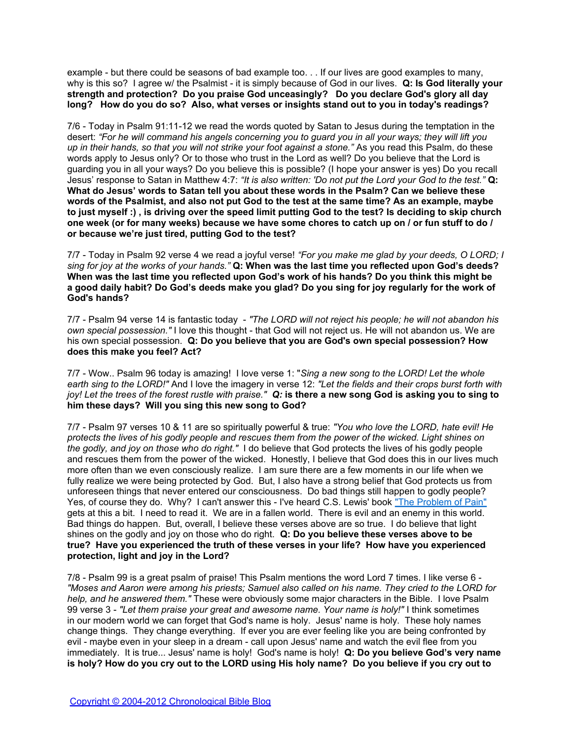example - but there could be seasons of bad example too. . . If our lives are good examples to many, why is this so? I agree w/ the Psalmist - it is simply because of God in our lives. **Q: Is God literally your strength and protection? Do you praise God unceasingly? Do you declare God's glory all day long? How do you do so? Also, what verses or insights stand out to you in today's readings?**

7/6 - Today in Psalm 91:11-12 we read the words quoted by Satan to Jesus during the temptation in the desert: *"For he will command his angels concerning you to guard you in all your ways; they will lift you up in their hands, so that you will not strike your foot against a stone."* As you read this Psalm, do these words apply to Jesus only? Or to those who trust in the Lord as well? Do you believe that the Lord is guarding you in all your ways? Do you believe this is possible? (I hope your answer is yes) Do you recall Jesus' response to Satan in Matthew 4:7: *"It is also written: 'Do not put the Lord your God to the test."* **Q: What do Jesus' words to Satan tell you about these words in the Psalm? Can we believe these words of the Psalmist, and also not put God to the test at the same time? As an example, maybe to just myself :) , is driving over the speed limit putting God to the test? Is deciding to skip church one week (or for many weeks) because we have some chores to catch up on / or fun stuff to do / or because we're just tired, putting God to the test?**

7/7 - Today in Psalm 92 verse 4 we read a joyful verse! *"For you make me glad by your deeds, O LORD; I sing for joy at the works of your hands."* **Q: When was the last time you reflected upon God's deeds? When was the last time you reflected upon God's work of his hands? Do you think this might be a good daily habit? Do God's deeds make you glad? Do you sing for joy regularly for the work of God's hands?**

7/7 - Psalm 94 verse 14 is fantastic today - *"The LORD will not reject his people; he will not abandon his own special possession."* I love this thought - that God will not reject us. He will not abandon us. We are his own special possession. **Q: Do you believe that you are God's own special possession? How does this make you feel? Act?**

7/7 - Wow.. Psalm 96 today is amazing! I love verse 1: "*Sing a new song to the LORD! Let the whole earth sing to the LORD!"* And I love the imagery in verse 12: *"Let the fields and their crops burst forth with joy! Let the trees of the forest rustle with praise."* ***Q:*** **is there a new song God is asking you to sing to him these days? Will you sing this new song to God?**

7/7 - Psalm 97 verses 10 & 11 are so spiritually powerful & true: *"You who love the LORD, hate evil! He protects the lives of his godly people and rescues them from the power of the wicked. Light shines on the godly, and joy on those who do right."* I do believe that God protects the lives of his godly people and rescues them from the power of the wicked. Honestly, I believe that God does this in our lives much more often than we even consciously realize. I am sure there are a few moments in our life when we fully realize we were being protected by God. But, I also have a strong belief that God protects us from unforeseen things that never entered our consciousness. Do bad things still happen to godly people? Yes, of course they do. Why? I can't answer this - I've heard C.S. Lewis' book "The Problem of Pain" gets at this a bit. I need to read it. We are in a fallen world. There is evil and an enemy in this world. Bad things do happen. But, overall, I believe these verses above are so true. I do believe that light shines on the godly and joy on those who do right. **Q: Do you believe these verses above to be true? Have you experienced the truth of these verses in your life? How have you experienced protection, light and joy in the Lord?**

7/8 - Psalm 99 is a great psalm of praise! This Psalm mentions the word Lord 7 times. I like verse 6 - *"Moses and Aaron were among his priests; Samuel also called on his name. They cried to the LORD for help, and he answered them."* These were obviously some major characters in the Bible. I love Psalm 99 verse 3 - *"Let them praise your great and awesome name. Your name is holy!"* I think sometimes in our modern world we can forget that God's name is holy. Jesus' name is holy. These holy names change things. They change everything. If ever you are ever feeling like you are being confronted by evil - maybe even in your sleep in a dream - call upon Jesus' name and watch the evil flee from you immediately. It is true... Jesus' name is holy! God's name is holy! **Q: Do you believe God's very name is holy? How do you cry out to the LORD using His holy name? Do you believe if you cry out to**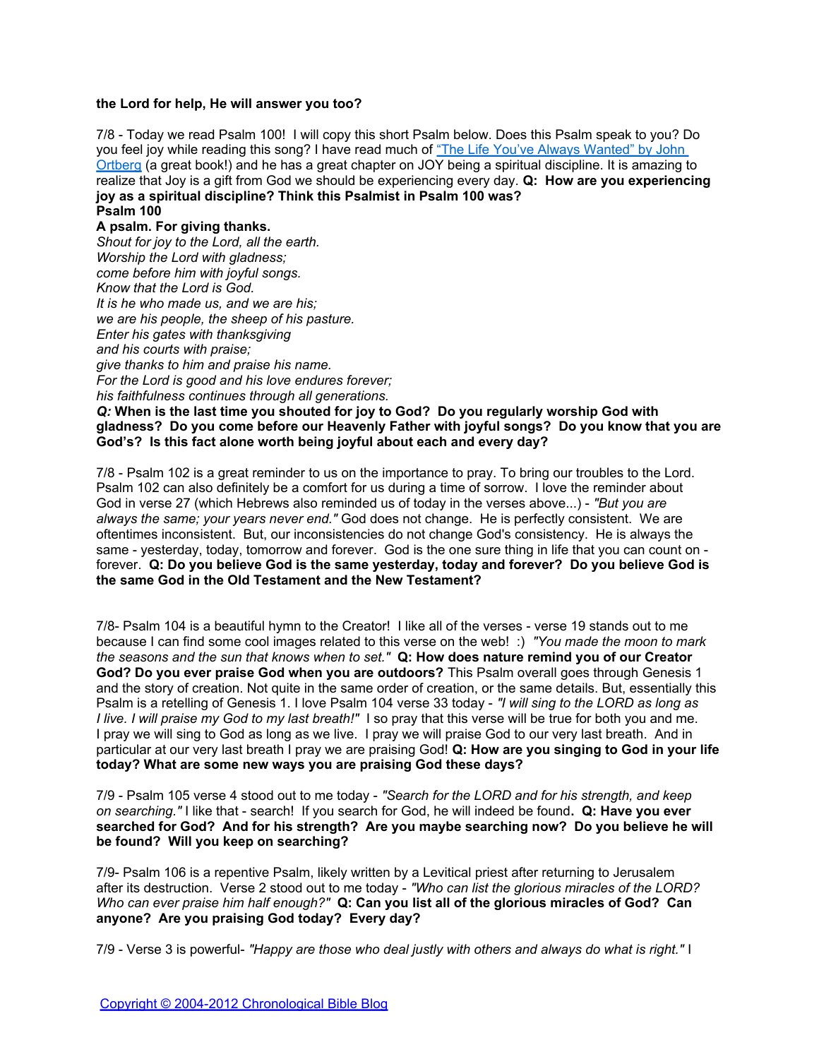**the Lord for help, He will answer you too?**

7/8 - Today we read Psalm 100! I will copy this short Psalm below. Does this Psalm speak to you? Do you feel joy while reading this song? I have read much of "The Life You've Always Wanted" by John Ortberg (a great book!) and he has a great chapter on JOY being a spiritual discipline. It is amazing to realize that Joy is a gift from God we should be experiencing every day. **Q: How are you experiencing joy as a spiritual discipline? Think this Psalmist in Psalm 100 was?**

**Psalm 100**

**A psalm. For giving thanks.**

*Shout for joy to the Lord, all the earth.*
*Worship the Lord with gladness;*
*come before him with joyful songs.*
*Know that the Lord is God.*
*It is he who made us, and we are his;*
*we are his people, the sheep of his pasture.*
*Enter his gates with thanksgiving*
*and his courts with praise;*
*give thanks to him and praise his name.*
*For the Lord is good and his love endures forever;*
*his faithfulness continues through all generations.*

***Q:* When is the last time you shouted for joy to God? Do you regularly worship God with gladness? Do you come before our Heavenly Father with joyful songs? Do you know that you are God's? Is this fact alone worth being joyful about each and every day?**

7/8 - Psalm 102 is a great reminder to us on the importance to pray. To bring our troubles to the Lord. Psalm 102 can also definitely be a comfort for us during a time of sorrow. I love the reminder about God in verse 27 (which Hebrews also reminded us of today in the verses above...) - *"But you are always the same; your years never end."* God does not change. He is perfectly consistent. We are oftentimes inconsistent. But, our inconsistencies do not change God's consistency. He is always the same - yesterday, today, tomorrow and forever. God is the one sure thing in life that you can count on - forever. **Q: Do you believe God is the same yesterday, today and forever? Do you believe God is the same God in the Old Testament and the New Testament?**

7/8- Psalm 104 is a beautiful hymn to the Creator! I like all of the verses - verse 19 stands out to me because I can find some cool images related to this verse on the web! :) *"You made the moon to mark the seasons and the sun that knows when to set."* **Q: How does nature remind you of our Creator God? Do you ever praise God when you are outdoors?** This Psalm overall goes through Genesis 1 and the story of creation. Not quite in the same order of creation, or the same details. But, essentially this Psalm is a retelling of Genesis 1. I love Psalm 104 verse 33 today - *"I will sing to the LORD as long as I live. I will praise my God to my last breath!"* I so pray that this verse will be true for both you and me. I pray we will sing to God as long as we live. I pray we will praise God to our very last breath. And in particular at our very last breath I pray we are praising God! **Q: How are you singing to God in your life today? What are some new ways you are praising God these days?**

7/9 - Psalm 105 verse 4 stood out to me today - *"Search for the LORD and for his strength, and keep on searching."* I like that - search! If you search for God, he will indeed be found**. Q: Have you ever searched for God? And for his strength? Are you maybe searching now? Do you believe he will be found? Will you keep on searching?**

7/9- Psalm 106 is a repentive Psalm, likely written by a Levitical priest after returning to Jerusalem after its destruction. Verse 2 stood out to me today - *"Who can list the glorious miracles of the LORD? Who can ever praise him half enough?"* **Q: Can you list all of the glorious miracles of God? Can anyone? Are you praising God today? Every day?**

7/9 - Verse 3 is powerful- *"Happy are those who deal justly with others and always do what is right."* I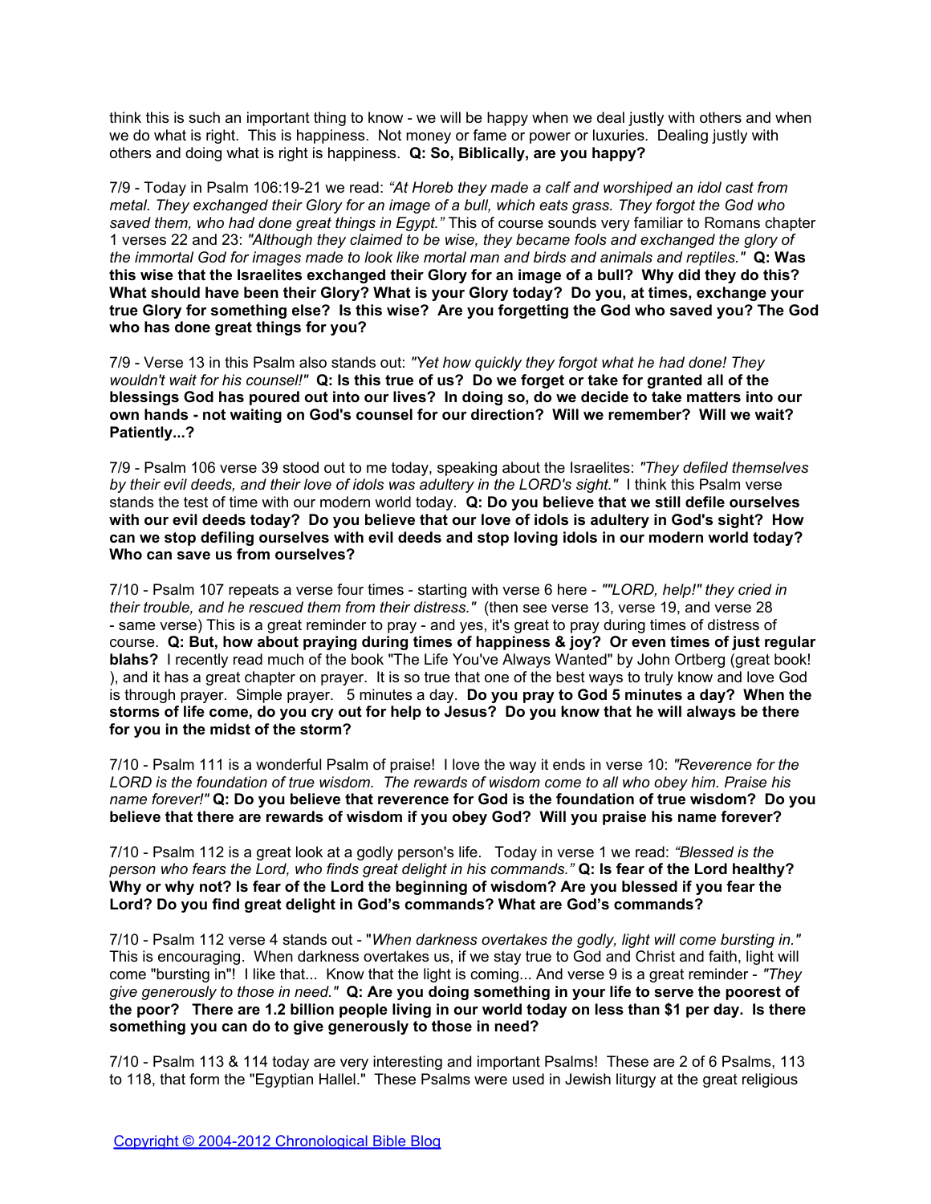think this is such an important thing to know - we will be happy when we deal justly with others and when we do what is right. This is happiness. Not money or fame or power or luxuries. Dealing justly with others and doing what is right is happiness. **Q: So, Biblically, are you happy?**

7/9 - Today in Psalm 106:19-21 we read: *"At Horeb they made a calf and worshiped an idol cast from metal. They exchanged their Glory for an image of a bull, which eats grass. They forgot the God who saved them, who had done great things in Egypt."* This of course sounds very familiar to Romans chapter 1 verses 22 and 23: *"Although they claimed to be wise, they became fools and exchanged the glory of the immortal God for images made to look like mortal man and birds and animals and reptiles."* **Q: Was this wise that the Israelites exchanged their Glory for an image of a bull? Why did they do this? What should have been their Glory? What is your Glory today? Do you, at times, exchange your true Glory for something else? Is this wise? Are you forgetting the God who saved you? The God who has done great things for you?**

7/9 - Verse 13 in this Psalm also stands out: *"Yet how quickly they forgot what he had done! They wouldn't wait for his counsel!"* **Q: Is this true of us? Do we forget or take for granted all of the blessings God has poured out into our lives? In doing so, do we decide to take matters into our own hands - not waiting on God's counsel for our direction? Will we remember? Will we wait? Patiently...?**

7/9 - Psalm 106 verse 39 stood out to me today, speaking about the Israelites: *"They defiled themselves by their evil deeds, and their love of idols was adultery in the LORD's sight."* I think this Psalm verse stands the test of time with our modern world today. **Q: Do you believe that we still defile ourselves with our evil deeds today? Do you believe that our love of idols is adultery in God's sight? How can we stop defiling ourselves with evil deeds and stop loving idols in our modern world today? Who can save us from ourselves?**

7/10 - Psalm 107 repeats a verse four times - starting with verse 6 here - *""LORD, help!" they cried in their trouble, and he rescued them from their distress."* (then see verse 13, verse 19, and verse 28 - same verse) This is a great reminder to pray - and yes, it's great to pray during times of distress of course. **Q: But, how about praying during times of happiness & joy? Or even times of just regular blahs?** I recently read much of the book "The Life You've Always Wanted" by John Ortberg (great book! ), and it has a great chapter on prayer. It is so true that one of the best ways to truly know and love God is through prayer. Simple prayer. 5 minutes a day. **Do you pray to God 5 minutes a day? When the storms of life come, do you cry out for help to Jesus? Do you know that he will always be there for you in the midst of the storm?**

7/10 - Psalm 111 is a wonderful Psalm of praise! I love the way it ends in verse 10: *"Reverence for the LORD is the foundation of true wisdom. The rewards of wisdom come to all who obey him. Praise his name forever!"* **Q: Do you believe that reverence for God is the foundation of true wisdom? Do you believe that there are rewards of wisdom if you obey God? Will you praise his name forever?**

7/10 - Psalm 112 is a great look at a godly person's life. Today in verse 1 we read: *"Blessed is the person who fears the Lord, who finds great delight in his commands."* **Q: Is fear of the Lord healthy? Why or why not? Is fear of the Lord the beginning of wisdom? Are you blessed if you fear the Lord? Do you find great delight in God's commands? What are God's commands?**

7/10 - Psalm 112 verse 4 stands out - "*When darkness overtakes the godly, light will come bursting in."* This is encouraging. When darkness overtakes us, if we stay true to God and Christ and faith, light will come "bursting in"! I like that... Know that the light is coming... And verse 9 is a great reminder - *"They give generously to those in need."* **Q: Are you doing something in your life to serve the poorest of the poor? There are 1.2 billion people living in our world today on less than $1 per day. Is there something you can do to give generously to those in need?**

7/10 - Psalm 113 & 114 today are very interesting and important Psalms! These are 2 of 6 Psalms, 113 to 118, that form the "Egyptian Hallel." These Psalms were used in Jewish liturgy at the great religious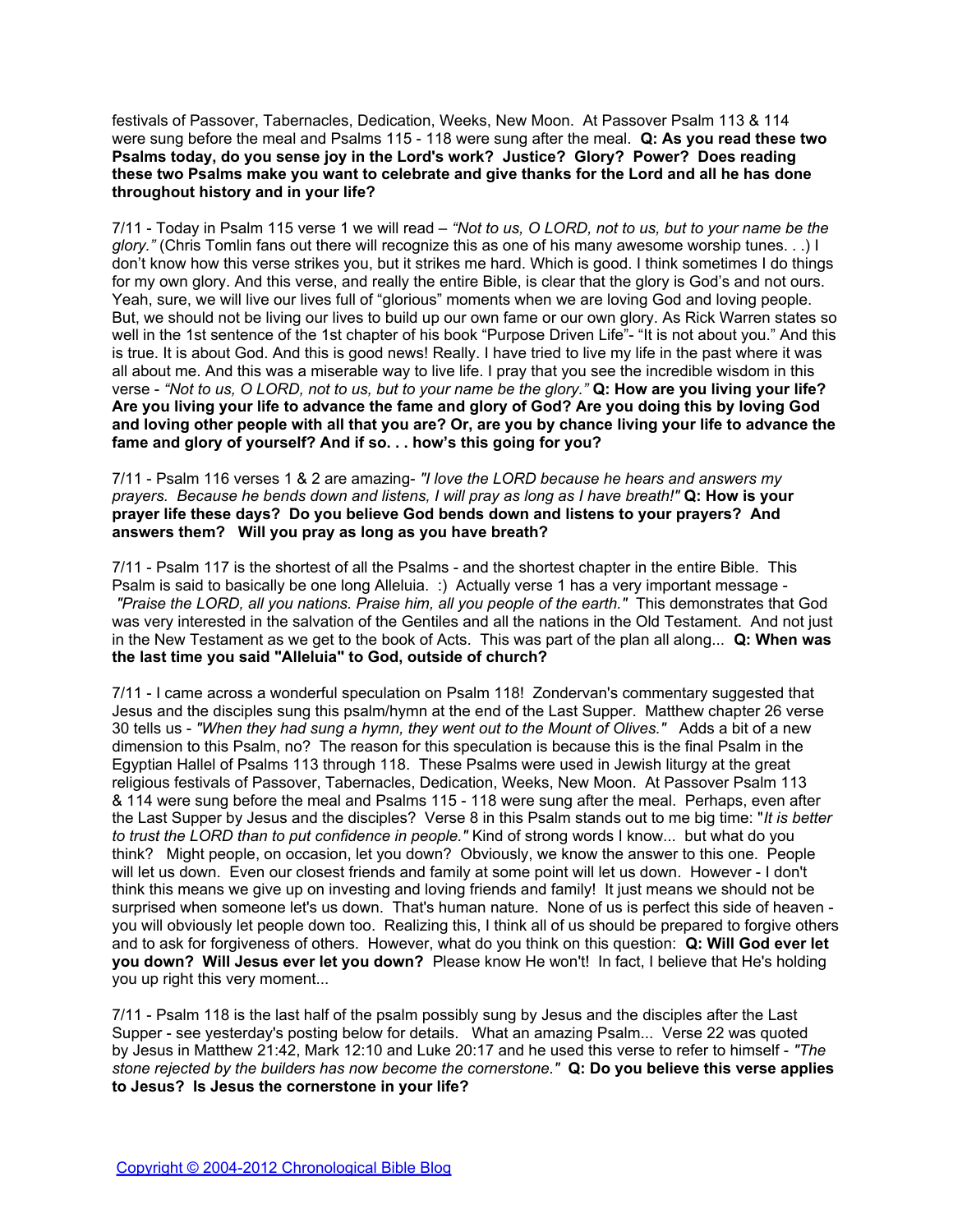festivals of Passover, Tabernacles, Dedication, Weeks, New Moon. At Passover Psalm 113 & 114 were sung before the meal and Psalms 115 - 118 were sung after the meal. **Q: As you read these two Psalms today, do you sense joy in the Lord's work? Justice? Glory? Power? Does reading these two Psalms make you want to celebrate and give thanks for the Lord and all he has done throughout history and in your life?**

7/11 - Today in Psalm 115 verse 1 we will read – *"Not to us, O LORD, not to us, but to your name be the glory."* (Chris Tomlin fans out there will recognize this as one of his many awesome worship tunes. . .) I don't know how this verse strikes you, but it strikes me hard. Which is good. I think sometimes I do things for my own glory. And this verse, and really the entire Bible, is clear that the glory is God's and not ours. Yeah, sure, we will live our lives full of "glorious" moments when we are loving God and loving people. But, we should not be living our lives to build up our own fame or our own glory. As Rick Warren states so well in the 1st sentence of the 1st chapter of his book "Purpose Driven Life"- "It is not about you." And this is true. It is about God. And this is good news! Really. I have tried to live my life in the past where it was all about me. And this was a miserable way to live life. I pray that you see the incredible wisdom in this verse - *"Not to us, O LORD, not to us, but to your name be the glory."* **Q: How are you living your life? Are you living your life to advance the fame and glory of God? Are you doing this by loving God and loving other people with all that you are? Or, are you by chance living your life to advance the fame and glory of yourself? And if so. . . how's this going for you?**

7/11 - Psalm 116 verses 1 & 2 are amazing- *"I love the LORD because he hears and answers my prayers. Because he bends down and listens, I will pray as long as I have breath!"* **Q: How is your prayer life these days? Do you believe God bends down and listens to your prayers? And answers them? Will you pray as long as you have breath?**

7/11 - Psalm 117 is the shortest of all the Psalms - and the shortest chapter in the entire Bible. This Psalm is said to basically be one long Alleluia. :) Actually verse 1 has a very important message - *"Praise the LORD, all you nations. Praise him, all you people of the earth."* This demonstrates that God was very interested in the salvation of the Gentiles and all the nations in the Old Testament. And not just in the New Testament as we get to the book of Acts. This was part of the plan all along... **Q: When was the last time you said "Alleluia" to God, outside of church?**

7/11 - I came across a wonderful speculation on Psalm 118! Zondervan's commentary suggested that Jesus and the disciples sung this psalm/hymn at the end of the Last Supper. Matthew chapter 26 verse 30 tells us - *"When they had sung a hymn, they went out to the Mount of Olives."* Adds a bit of a new dimension to this Psalm, no? The reason for this speculation is because this is the final Psalm in the Egyptian Hallel of Psalms 113 through 118. These Psalms were used in Jewish liturgy at the great religious festivals of Passover, Tabernacles, Dedication, Weeks, New Moon. At Passover Psalm 113 & 114 were sung before the meal and Psalms 115 - 118 were sung after the meal. Perhaps, even after the Last Supper by Jesus and the disciples? Verse 8 in this Psalm stands out to me big time: "*It is better to trust the LORD than to put confidence in people."* Kind of strong words I know... but what do you think? Might people, on occasion, let you down? Obviously, we know the answer to this one. People will let us down. Even our closest friends and family at some point will let us down. However - I don't think this means we give up on investing and loving friends and family! It just means we should not be surprised when someone let's us down. That's human nature. None of us is perfect this side of heaven - you will obviously let people down too. Realizing this, I think all of us should be prepared to forgive others and to ask for forgiveness of others. However, what do you think on this question: **Q: Will God ever let you down? Will Jesus ever let you down?** Please know He won't! In fact, I believe that He's holding you up right this very moment...

7/11 - Psalm 118 is the last half of the psalm possibly sung by Jesus and the disciples after the Last Supper - see yesterday's posting below for details. What an amazing Psalm... Verse 22 was quoted by Jesus in Matthew 21:42, Mark 12:10 and Luke 20:17 and he used this verse to refer to himself - *"The stone rejected by the builders has now become the cornerstone."* **Q: Do you believe this verse applies to Jesus? Is Jesus the cornerstone in your life?**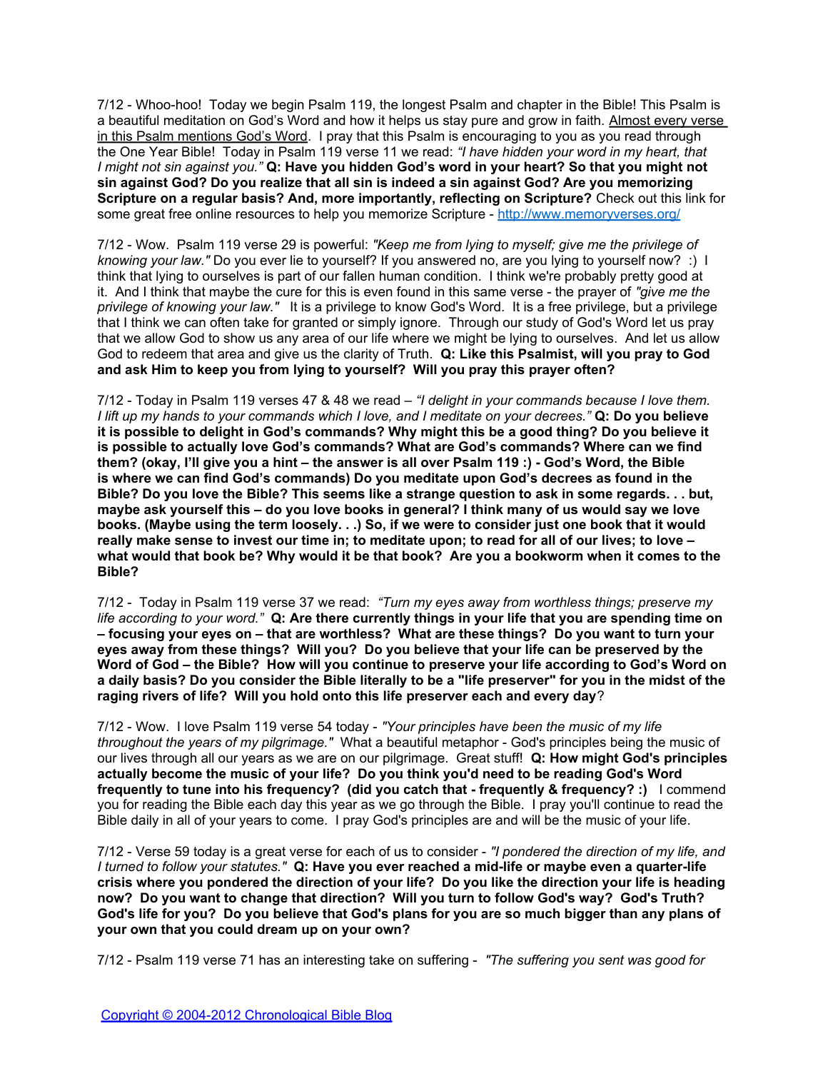7/12 - Whoo-hoo! Today we begin Psalm 119, the longest Psalm and chapter in the Bible! This Psalm is a beautiful meditation on God's Word and how it helps us stay pure and grow in faith. Almost every verse in this Psalm mentions God's Word. I pray that this Psalm is encouraging to you as you read through the One Year Bible! Today in Psalm 119 verse 11 we read: *"I have hidden your word in my heart, that I might not sin against you."* **Q: Have you hidden God's word in your heart? So that you might not sin against God? Do you realize that all sin is indeed a sin against God? Are you memorizing Scripture on a regular basis? And, more importantly, reflecting on Scripture?** Check out this link for some great free online resources to help you memorize Scripture - [http://www.memoryverses.org/](http://www.memoryverses.org/)

7/12 - Wow. Psalm 119 verse 29 is powerful: *"Keep me from lying to myself; give me the privilege of knowing your law."* Do you ever lie to yourself? If you answered no, are you lying to yourself now? :) I think that lying to ourselves is part of our fallen human condition. I think we're probably pretty good at it. And I think that maybe the cure for this is even found in this same verse - the prayer of *"give me the privilege of knowing your law."* It is a privilege to know God's Word. It is a free privilege, but a privilege that I think we can often take for granted or simply ignore. Through our study of God's Word let us pray that we allow God to show us any area of our life where we might be lying to ourselves. And let us allow God to redeem that area and give us the clarity of Truth. **Q: Like this Psalmist, will you pray to God and ask Him to keep you from lying to yourself? Will you pray this prayer often?**

7/12 - Today in Psalm 119 verses 47 & 48 we read – *"I delight in your commands because I love them. I lift up my hands to your commands which I love, and I meditate on your decrees."* **Q: Do you believe it is possible to delight in God's commands? Why might this be a good thing? Do you believe it is possible to actually love God's commands? What are God's commands? Where can we find them? (okay, I'll give you a hint – the answer is all over Psalm 119 :) - God's Word, the Bible is where we can find God's commands) Do you meditate upon God's decrees as found in the Bible? Do you love the Bible? This seems like a strange question to ask in some regards. . . but, maybe ask yourself this – do you love books in general? I think many of us would say we love books. (Maybe using the term loosely. . .) So, if we were to consider just one book that it would really make sense to invest our time in; to meditate upon; to read for all of our lives; to love – what would that book be? Why would it be that book? Are you a bookworm when it comes to the Bible?**

7/12 - Today in Psalm 119 verse 37 we read: *"Turn my eyes away from worthless things; preserve my life according to your word."* **Q: Are there currently things in your life that you are spending time on – focusing your eyes on – that are worthless? What are these things? Do you want to turn your eyes away from these things? Will you? Do you believe that your life can be preserved by the Word of God – the Bible? How will you continue to preserve your life according to God's Word on a daily basis? Do you consider the Bible literally to be a "life preserver" for you in the midst of the raging rivers of life? Will you hold onto this life preserver each and every day**?

7/12 - Wow. I love Psalm 119 verse 54 today - *"Your principles have been the music of my life throughout the years of my pilgrimage."* What a beautiful metaphor - God's principles being the music of our lives through all our years as we are on our pilgrimage. Great stuff! **Q: How might God's principles actually become the music of your life? Do you think you'd need to be reading God's Word frequently to tune into his frequency? (did you catch that - frequently & frequency? :)** I commend you for reading the Bible each day this year as we go through the Bible. I pray you'll continue to read the Bible daily in all of your years to come. I pray God's principles are and will be the music of your life.

7/12 - Verse 59 today is a great verse for each of us to consider - *"I pondered the direction of my life, and I turned to follow your statutes."* **Q: Have you ever reached a mid-life or maybe even a quarter-life crisis where you pondered the direction of your life? Do you like the direction your life is heading now? Do you want to change that direction? Will you turn to follow God's way? God's Truth? God's life for you? Do you believe that God's plans for you are so much bigger than any plans of your own that you could dream up on your own?**

7/12 - Psalm 119 verse 71 has an interesting take on suffering - *"The suffering you sent was good for*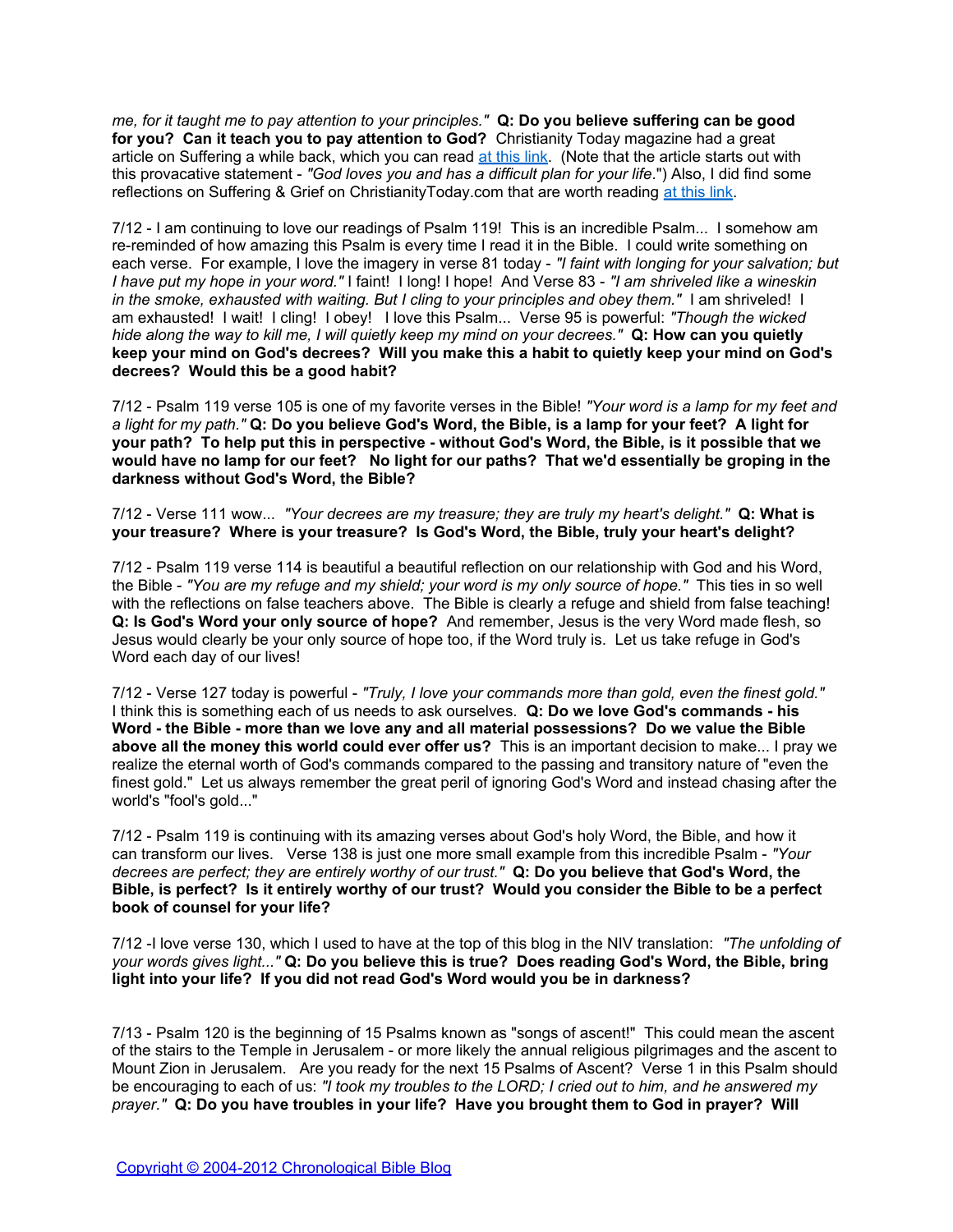*me, for it taught me to pay attention to your principles."* **Q: Do you believe suffering can be good for you? Can it teach you to pay attention to God?** Christianity Today magazine had a great article on Suffering a while back, which you can read [at this link](). (Note that the article starts out with this provacative statement - *"God loves you and has a difficult plan for your life*.") Also, I did find some reflections on Suffering & Grief on ChristianityToday.com that are worth reading [at this link]().

7/12 - I am continuing to love our readings of Psalm 119! This is an incredible Psalm... I somehow am re-reminded of how amazing this Psalm is every time I read it in the Bible. I could write something on each verse. For example, I love the imagery in verse 81 today - *"I faint with longing for your salvation; but I have put my hope in your word."* I faint! I long! I hope! And Verse 83 - *"I am shriveled like a wineskin in the smoke, exhausted with waiting. But I cling to your principles and obey them."* I am shriveled! I am exhausted! I wait! I cling! I obey! I love this Psalm... Verse 95 is powerful: *"Though the wicked hide along the way to kill me, I will quietly keep my mind on your decrees."* **Q: How can you quietly keep your mind on God's decrees? Will you make this a habit to quietly keep your mind on God's decrees? Would this be a good habit?**

7/12 - Psalm 119 verse 105 is one of my favorite verses in the Bible! *"Your word is a lamp for my feet and a light for my path."* **Q: Do you believe God's Word, the Bible, is a lamp for your feet? A light for your path? To help put this in perspective - without God's Word, the Bible, is it possible that we would have no lamp for our feet? No light for our paths? That we'd essentially be groping in the darkness without God's Word, the Bible?**

7/12 - Verse 111 wow... *"Your decrees are my treasure; they are truly my heart's delight."* **Q: What is your treasure? Where is your treasure? Is God's Word, the Bible, truly your heart's delight?**

7/12 - Psalm 119 verse 114 is beautiful a beautiful reflection on our relationship with God and his Word, the Bible - *"You are my refuge and my shield; your word is my only source of hope."* This ties in so well with the reflections on false teachers above. The Bible is clearly a refuge and shield from false teaching! **Q: Is God's Word your only source of hope?** And remember, Jesus is the very Word made flesh, so Jesus would clearly be your only source of hope too, if the Word truly is. Let us take refuge in God's Word each day of our lives!

7/12 - Verse 127 today is powerful - *"Truly, I love your commands more than gold, even the finest gold."* I think this is something each of us needs to ask ourselves. **Q: Do we love God's commands - his Word - the Bible - more than we love any and all material possessions? Do we value the Bible above all the money this world could ever offer us?** This is an important decision to make... I pray we realize the eternal worth of God's commands compared to the passing and transitory nature of "even the finest gold." Let us always remember the great peril of ignoring God's Word and instead chasing after the world's "fool's gold..."

7/12 - Psalm 119 is continuing with its amazing verses about God's holy Word, the Bible, and how it can transform our lives. Verse 138 is just one more small example from this incredible Psalm - *"Your decrees are perfect; they are entirely worthy of our trust."* **Q: Do you believe that God's Word, the Bible, is perfect? Is it entirely worthy of our trust? Would you consider the Bible to be a perfect book of counsel for your life?**

7/12 -I love verse 130, which I used to have at the top of this blog in the NIV translation: *"The unfolding of your words gives light..."* **Q: Do you believe this is true? Does reading God's Word, the Bible, bring light into your life? If you did not read God's Word would you be in darkness?**

7/13 - Psalm 120 is the beginning of 15 Psalms known as "songs of ascent!" This could mean the ascent of the stairs to the Temple in Jerusalem - or more likely the annual religious pilgrimages and the ascent to Mount Zion in Jerusalem. Are you ready for the next 15 Psalms of Ascent? Verse 1 in this Psalm should be encouraging to each of us: *"I took my troubles to the LORD; I cried out to him, and he answered my prayer."* **Q: Do you have troubles in your life? Have you brought them to God in prayer? Will**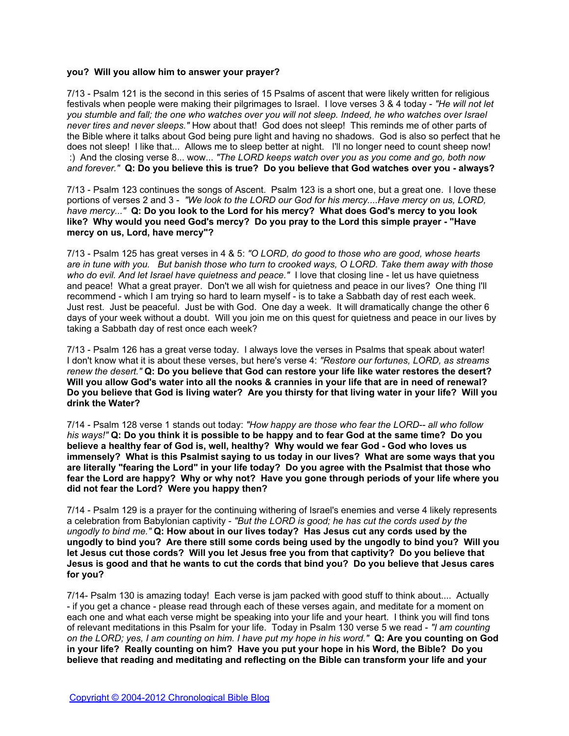**you? Will you allow him to answer your prayer?**

7/13 - Psalm 121 is the second in this series of 15 Psalms of ascent that were likely written for religious festivals when people were making their pilgrimages to Israel. I love verses 3 & 4 today - *"He will not let you stumble and fall; the one who watches over you will not sleep. Indeed, he who watches over Israel never tires and never sleeps."* How about that! God does not sleep! This reminds me of other parts of the Bible where it talks about God being pure light and having no shadows. God is also so perfect that he does not sleep! I like that... Allows me to sleep better at night. I'll no longer need to count sheep now! :) And the closing verse 8... wow... *"The LORD keeps watch over you as you come and go, both now and forever."* **Q: Do you believe this is true? Do you believe that God watches over you - always?**

7/13 - Psalm 123 continues the songs of Ascent. Psalm 123 is a short one, but a great one. I love these portions of verses 2 and 3 - *"We look to the LORD our God for his mercy....Have mercy on us, LORD, have mercy..."* **Q: Do you look to the Lord for his mercy? What does God's mercy to you look like? Why would you need God's mercy? Do you pray to the Lord this simple prayer - "Have mercy on us, Lord, have mercy"?**

7/13 - Psalm 125 has great verses in 4 & 5: *"O LORD, do good to those who are good, whose hearts are in tune with you. But banish those who turn to crooked ways, O LORD. Take them away with those who do evil. And let Israel have quietness and peace."* I love that closing line - let us have quietness and peace! What a great prayer. Don't we all wish for quietness and peace in our lives? One thing I'll recommend - which I am trying so hard to learn myself - is to take a Sabbath day of rest each week. Just rest. Just be peaceful. Just be with God. One day a week. It will dramatically change the other 6 days of your week without a doubt. Will you join me on this quest for quietness and peace in our lives by taking a Sabbath day of rest once each week?

7/13 - Psalm 126 has a great verse today. I always love the verses in Psalms that speak about water! I don't know what it is about these verses, but here's verse 4: *"Restore our fortunes, LORD, as streams renew the desert."* **Q: Do you believe that God can restore your life like water restores the desert? Will you allow God's water into all the nooks & crannies in your life that are in need of renewal? Do you believe that God is living water? Are you thirsty for that living water in your life? Will you drink the Water?**

7/14 - Psalm 128 verse 1 stands out today: *"How happy are those who fear the LORD-- all who follow his ways!"* **Q: Do you think it is possible to be happy and to fear God at the same time? Do you believe a healthy fear of God is, well, healthy? Why would we fear God - God who loves us immensely? What is this Psalmist saying to us today in our lives? What are some ways that you are literally "fearing the Lord" in your life today? Do you agree with the Psalmist that those who fear the Lord are happy? Why or why not? Have you gone through periods of your life where you did not fear the Lord? Were you happy then?**

7/14 - Psalm 129 is a prayer for the continuing withering of Israel's enemies and verse 4 likely represents a celebration from Babylonian captivity - *"But the LORD is good; he has cut the cords used by the ungodly to bind me."* **Q: How about in our lives today? Has Jesus cut any cords used by the ungodly to bind you? Are there still some cords being used by the ungodly to bind you? Will you let Jesus cut those cords? Will you let Jesus free you from that captivity? Do you believe that Jesus is good and that he wants to cut the cords that bind you? Do you believe that Jesus cares for you?**

7/14- Psalm 130 is amazing today! Each verse is jam packed with good stuff to think about.... Actually - if you get a chance - please read through each of these verses again, and meditate for a moment on each one and what each verse might be speaking into your life and your heart. I think you will find tons of relevant meditations in this Psalm for your life. Today in Psalm 130 verse 5 we read - *"I am counting on the LORD; yes, I am counting on him. I have put my hope in his word."* **Q: Are you counting on God in your life? Really counting on him? Have you put your hope in his Word, the Bible? Do you believe that reading and meditating and reflecting on the Bible can transform your life and your**

Copyright © 2004-2012 Chronological Bible Blog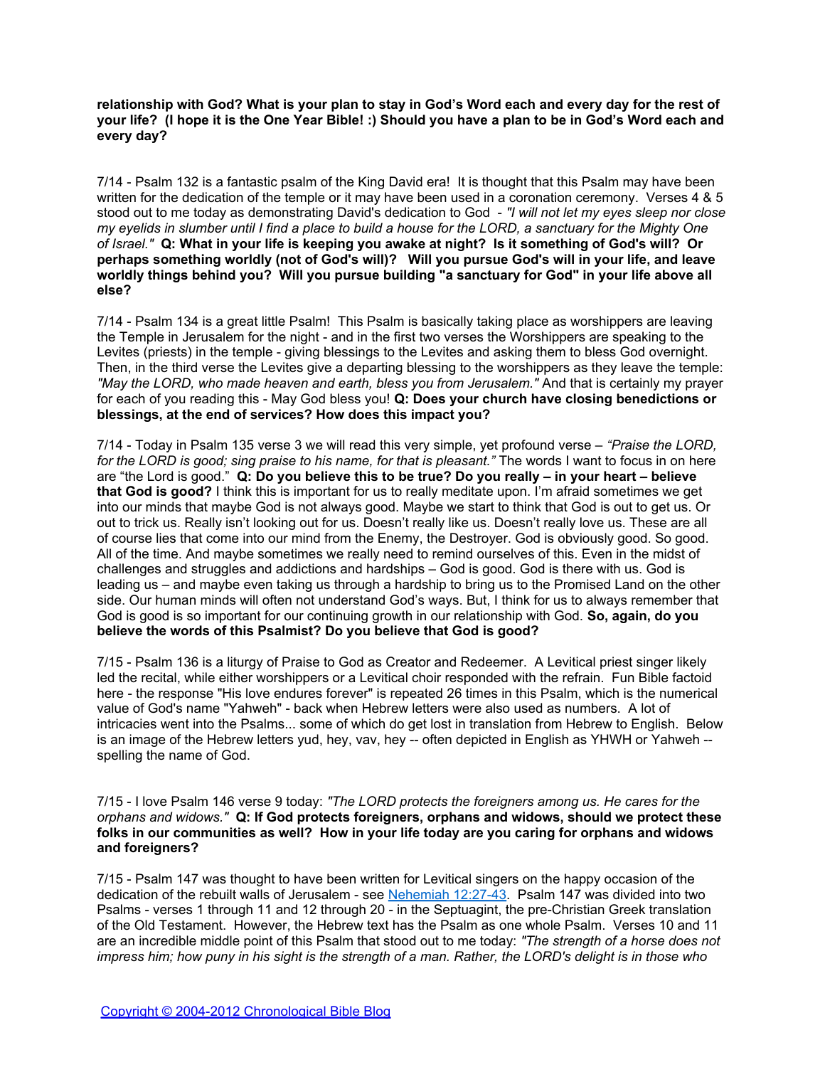**relationship with God? What is your plan to stay in God's Word each and every day for the rest of your life? (I hope it is the One Year Bible! :) Should you have a plan to be in God's Word each and every day?**

7/14 - Psalm 132 is a fantastic psalm of the King David era! It is thought that this Psalm may have been written for the dedication of the temple or it may have been used in a coronation ceremony. Verses 4 & 5 stood out to me today as demonstrating David's dedication to God - *"I will not let my eyes sleep nor close my eyelids in slumber until I find a place to build a house for the LORD, a sanctuary for the Mighty One of Israel."* **Q: What in your life is keeping you awake at night? Is it something of God's will? Or perhaps something worldly (not of God's will)? Will you pursue God's will in your life, and leave worldly things behind you? Will you pursue building "a sanctuary for God" in your life above all else?**

7/14 - Psalm 134 is a great little Psalm! This Psalm is basically taking place as worshippers are leaving the Temple in Jerusalem for the night - and in the first two verses the Worshippers are speaking to the Levites (priests) in the temple - giving blessings to the Levites and asking them to bless God overnight. Then, in the third verse the Levites give a departing blessing to the worshippers as they leave the temple: *"May the LORD, who made heaven and earth, bless you from Jerusalem."* And that is certainly my prayer for each of you reading this - May God bless you! **Q: Does your church have closing benedictions or blessings, at the end of services? How does this impact you?**

7/14 - Today in Psalm 135 verse 3 we will read this very simple, yet profound verse – *"Praise the LORD, for the LORD is good; sing praise to his name, for that is pleasant."* The words I want to focus in on here are "the Lord is good." **Q: Do you believe this to be true? Do you really – in your heart – believe that God is good?** I think this is important for us to really meditate upon. I'm afraid sometimes we get into our minds that maybe God is not always good. Maybe we start to think that God is out to get us. Or out to trick us. Really isn't looking out for us. Doesn't really like us. Doesn't really love us. These are all of course lies that come into our mind from the Enemy, the Destroyer. God is obviously good. So good. All of the time. And maybe sometimes we really need to remind ourselves of this. Even in the midst of challenges and struggles and addictions and hardships – God is good. God is there with us. God is leading us – and maybe even taking us through a hardship to bring us to the Promised Land on the other side. Our human minds will often not understand God's ways. But, I think for us to always remember that God is good is so important for our continuing growth in our relationship with God. **So, again, do you believe the words of this Psalmist? Do you believe that God is good?**

7/15 - Psalm 136 is a liturgy of Praise to God as Creator and Redeemer. A Levitical priest singer likely led the recital, while either worshippers or a Levitical choir responded with the refrain. Fun Bible factoid here - the response "His love endures forever" is repeated 26 times in this Psalm, which is the numerical value of God's name "Yahweh" - back when Hebrew letters were also used as numbers. A lot of intricacies went into the Psalms... some of which do get lost in translation from Hebrew to English. Below is an image of the Hebrew letters yud, hey, vav, hey -- often depicted in English as YHWH or Yahweh -- spelling the name of God.

7/15 - I love Psalm 146 verse 9 today: *"The LORD protects the foreigners among us. He cares for the orphans and widows."* **Q: If God protects foreigners, orphans and widows, should we protect these folks in our communities as well? How in your life today are you caring for orphans and widows and foreigners?**

7/15 - Psalm 147 was thought to have been written for Levitical singers on the happy occasion of the dedication of the rebuilt walls of Jerusalem - see [Nehemiah 12:27-43]. Psalm 147 was divided into two Psalms - verses 1 through 11 and 12 through 20 - in the Septuagint, the pre-Christian Greek translation of the Old Testament. However, the Hebrew text has the Psalm as one whole Psalm. Verses 10 and 11 are an incredible middle point of this Psalm that stood out to me today: *"The strength of a horse does not impress him; how puny in his sight is the strength of a man. Rather, the LORD's delight is in those who*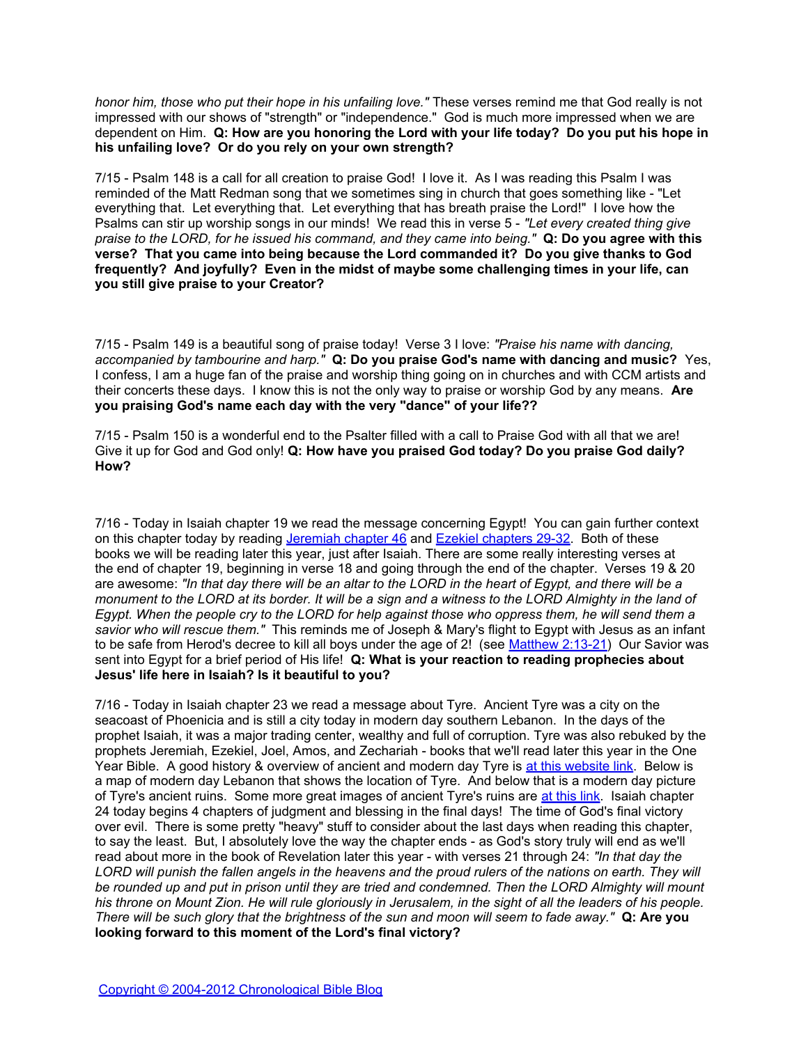*honor him, those who put their hope in his unfailing love."* These verses remind me that God really is not impressed with our shows of "strength" or "independence." God is much more impressed when we are dependent on Him. **Q: How are you honoring the Lord with your life today? Do you put his hope in his unfailing love? Or do you rely on your own strength?**

7/15 - Psalm 148 is a call for all creation to praise God! I love it. As I was reading this Psalm I was reminded of the Matt Redman song that we sometimes sing in church that goes something like - "Let everything that. Let everything that. Let everything that has breath praise the Lord!" I love how the Psalms can stir up worship songs in our minds! We read this in verse 5 - *"Let every created thing give praise to the LORD, for he issued his command, and they came into being."* **Q: Do you agree with this verse? That you came into being because the Lord commanded it? Do you give thanks to God frequently? And joyfully? Even in the midst of maybe some challenging times in your life, can you still give praise to your Creator?**

7/15 - Psalm 149 is a beautiful song of praise today! Verse 3 I love: *"Praise his name with dancing, accompanied by tambourine and harp."* **Q: Do you praise God's name with dancing and music?** Yes, I confess, I am a huge fan of the praise and worship thing going on in churches and with CCM artists and their concerts these days. I know this is not the only way to praise or worship God by any means. **Are you praising God's name each day with the very "dance" of your life??**

7/15 - Psalm 150 is a wonderful end to the Psalter filled with a call to Praise God with all that we are! Give it up for God and God only! **Q: How have you praised God today? Do you praise God daily? How?**

7/16 - Today in Isaiah chapter 19 we read the message concerning Egypt! You can gain further context on this chapter today by reading [Jeremiah chapter 46] and [Ezekiel chapters 29-32]. Both of these books we will be reading later this year, just after Isaiah. There are some really interesting verses at the end of chapter 19, beginning in verse 18 and going through the end of the chapter. Verses 19 & 20 are awesome: *"In that day there will be an altar to the LORD in the heart of Egypt, and there will be a monument to the LORD at its border. It will be a sign and a witness to the LORD Almighty in the land of Egypt. When the people cry to the LORD for help against those who oppress them, he will send them a savior who will rescue them."* This reminds me of Joseph & Mary's flight to Egypt with Jesus as an infant to be safe from Herod's decree to kill all boys under the age of 2! (see [Matthew 2:13-21]) Our Savior was sent into Egypt for a brief period of His life! **Q: What is your reaction to reading prophecies about Jesus' life here in Isaiah? Is it beautiful to you?**

7/16 - Today in Isaiah chapter 23 we read a message about Tyre. Ancient Tyre was a city on the seacoast of Phoenicia and is still a city today in modern day southern Lebanon. In the days of the prophet Isaiah, it was a major trading center, wealthy and full of corruption. Tyre was also rebuked by the prophets Jeremiah, Ezekiel, Joel, Amos, and Zechariah - books that we'll read later this year in the One Year Bible. A good history & overview of ancient and modern day Tyre is [at this website link]. Below is a map of modern day Lebanon that shows the location of Tyre. And below that is a modern day picture of Tyre's ancient ruins. Some more great images of ancient Tyre's ruins are [at this link]. Isaiah chapter 24 today begins 4 chapters of judgment and blessing in the final days! The time of God's final victory over evil. There is some pretty "heavy" stuff to consider about the last days when reading this chapter, to say the least. But, I absolutely love the way the chapter ends - as God's story truly will end as we'll read about more in the book of Revelation later this year - with verses 21 through 24: *"In that day the LORD will punish the fallen angels in the heavens and the proud rulers of the nations on earth. They will be rounded up and put in prison until they are tried and condemned. Then the LORD Almighty will mount his throne on Mount Zion. He will rule gloriously in Jerusalem, in the sight of all the leaders of his people. There will be such glory that the brightness of the sun and moon will seem to fade away."* **Q: Are you looking forward to this moment of the Lord's final victory?**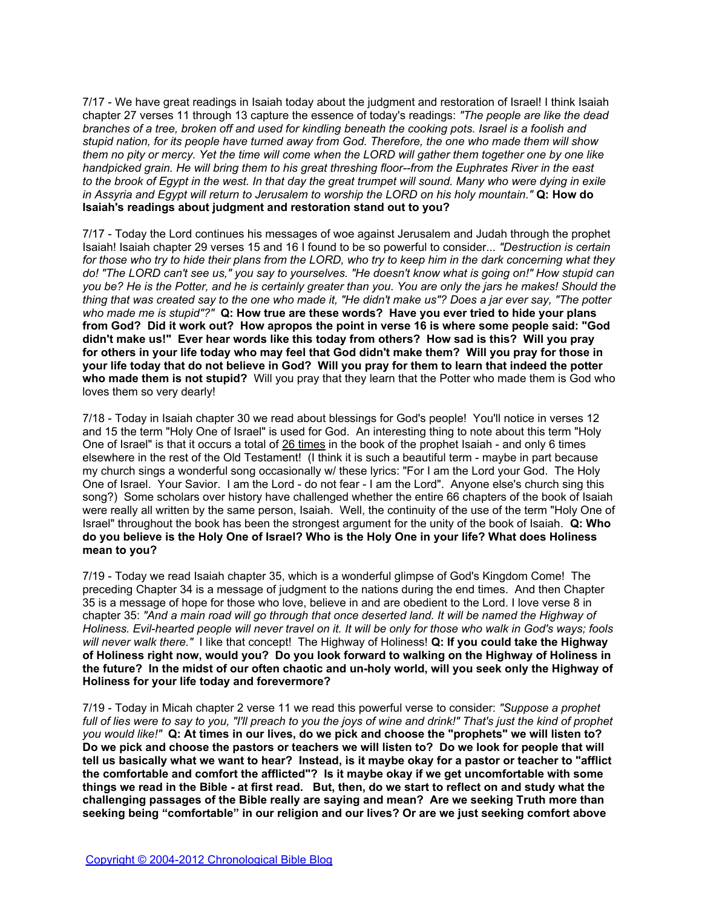7/17 - We have great readings in Isaiah today about the judgment and restoration of Israel! I think Isaiah chapter 27 verses 11 through 13 capture the essence of today's readings: *"The people are like the dead branches of a tree, broken off and used for kindling beneath the cooking pots. Israel is a foolish and stupid nation, for its people have turned away from God. Therefore, the one who made them will show them no pity or mercy. Yet the time will come when the LORD will gather them together one by one like handpicked grain. He will bring them to his great threshing floor--from the Euphrates River in the east to the brook of Egypt in the west. In that day the great trumpet will sound. Many who were dying in exile in Assyria and Egypt will return to Jerusalem to worship the LORD on his holy mountain."* **Q: How do Isaiah's readings about judgment and restoration stand out to you?**

7/17 - Today the Lord continues his messages of woe against Jerusalem and Judah through the prophet Isaiah! Isaiah chapter 29 verses 15 and 16 I found to be so powerful to consider... *"Destruction is certain for those who try to hide their plans from the LORD, who try to keep him in the dark concerning what they do! "The LORD can't see us," you say to yourselves. "He doesn't know what is going on!" How stupid can you be? He is the Potter, and he is certainly greater than you. You are only the jars he makes! Should the thing that was created say to the one who made it, "He didn't make us"? Does a jar ever say, "The potter who made me is stupid"?"* **Q: How true are these words? Have you ever tried to hide your plans from God? Did it work out? How apropos the point in verse 16 is where some people said: "God didn't make us!" Ever hear words like this today from others? How sad is this? Will you pray for others in your life today who may feel that God didn't make them? Will you pray for those in your life today that do not believe in God? Will you pray for them to learn that indeed the potter who made them is not stupid?** Will you pray that they learn that the Potter who made them is God who loves them so very dearly!

7/18 - Today in Isaiah chapter 30 we read about blessings for God's people! You'll notice in verses 12 and 15 the term "Holy One of Israel" is used for God. An interesting thing to note about this term "Holy One of Israel" is that it occurs a total of 26 times in the book of the prophet Isaiah - and only 6 times elsewhere in the rest of the Old Testament! (I think it is such a beautiful term - maybe in part because my church sings a wonderful song occasionally w/ these lyrics: "For I am the Lord your God. The Holy One of Israel. Your Savior. I am the Lord - do not fear - I am the Lord". Anyone else's church sing this song?) Some scholars over history have challenged whether the entire 66 chapters of the book of Isaiah were really all written by the same person, Isaiah. Well, the continuity of the use of the term "Holy One of Israel" throughout the book has been the strongest argument for the unity of the book of Isaiah. **Q: Who do you believe is the Holy One of Israel? Who is the Holy One in your life? What does Holiness mean to you?**

7/19 - Today we read Isaiah chapter 35, which is a wonderful glimpse of God's Kingdom Come! The preceding Chapter 34 is a message of judgment to the nations during the end times. And then Chapter 35 is a message of hope for those who love, believe in and are obedient to the Lord. I love verse 8 in chapter 35: *"And a main road will go through that once deserted land. It will be named the Highway of Holiness. Evil-hearted people will never travel on it. It will be only for those who walk in God's ways; fools will never walk there."* I like that concept! The Highway of Holiness! **Q: If you could take the Highway of Holiness right now, would you? Do you look forward to walking on the Highway of Holiness in the future? In the midst of our often chaotic and un-holy world, will you seek only the Highway of Holiness for your life today and forevermore?**

7/19 - Today in Micah chapter 2 verse 11 we read this powerful verse to consider: *"Suppose a prophet full of lies were to say to you, "I'll preach to you the joys of wine and drink!" That's just the kind of prophet you would like!"* **Q: At times in our lives, do we pick and choose the "prophets" we will listen to? Do we pick and choose the pastors or teachers we will listen to? Do we look for people that will tell us basically what we want to hear? Instead, is it maybe okay for a pastor or teacher to "afflict the comfortable and comfort the afflicted"? Is it maybe okay if we get uncomfortable with some things we read in the Bible - at first read. But, then, do we start to reflect on and study what the challenging passages of the Bible really are saying and mean? Are we seeking Truth more than seeking being "comfortable" in our religion and our lives? Or are we just seeking comfort above**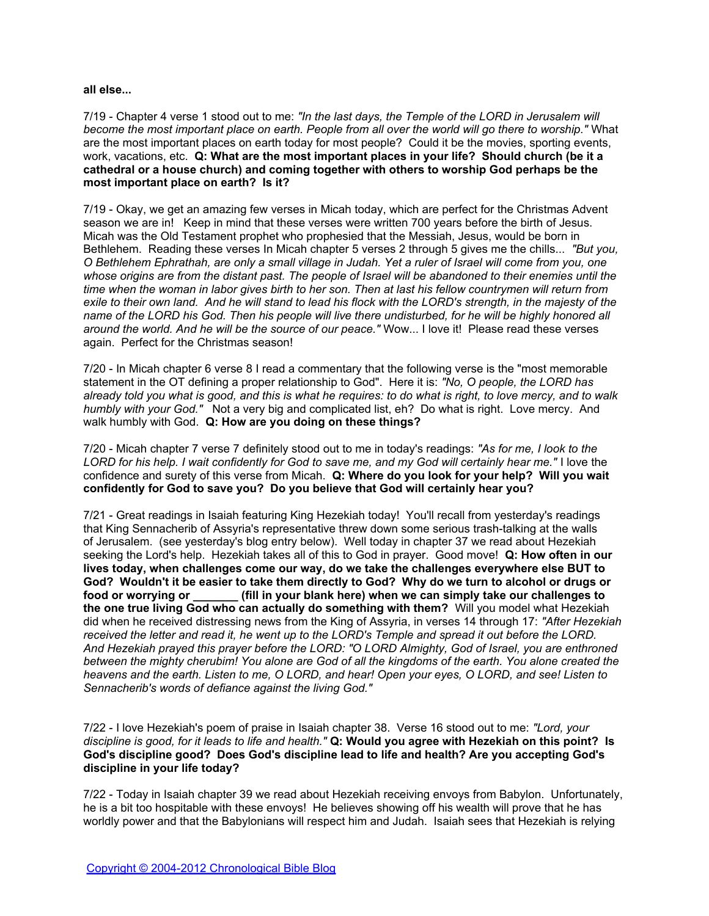**all else...**

7/19 - Chapter 4 verse 1 stood out to me: *"In the last days, the Temple of the LORD in Jerusalem will become the most important place on earth. People from all over the world will go there to worship."* What are the most important places on earth today for most people? Could it be the movies, sporting events, work, vacations, etc. **Q: What are the most important places in your life? Should church (be it a cathedral or a house church) and coming together with others to worship God perhaps be the most important place on earth? Is it?**

7/19 - Okay, we get an amazing few verses in Micah today, which are perfect for the Christmas Advent season we are in! Keep in mind that these verses were written 700 years before the birth of Jesus. Micah was the Old Testament prophet who prophesied that the Messiah, Jesus, would be born in Bethlehem. Reading these verses In Micah chapter 5 verses 2 through 5 gives me the chills... *"But you, O Bethlehem Ephrathah, are only a small village in Judah. Yet a ruler of Israel will come from you, one whose origins are from the distant past. The people of Israel will be abandoned to their enemies until the time when the woman in labor gives birth to her son. Then at last his fellow countrymen will return from exile to their own land. And he will stand to lead his flock with the LORD's strength, in the majesty of the name of the LORD his God. Then his people will live there undisturbed, for he will be highly honored all around the world. And he will be the source of our peace."* Wow... I love it! Please read these verses again. Perfect for the Christmas season!

7/20 - In Micah chapter 6 verse 8 I read a commentary that the following verse is the "most memorable statement in the OT defining a proper relationship to God". Here it is: *"No, O people, the LORD has already told you what is good, and this is what he requires: to do what is right, to love mercy, and to walk humbly with your God."* Not a very big and complicated list, eh? Do what is right. Love mercy. And walk humbly with God. **Q: How are you doing on these things?**

7/20 - Micah chapter 7 verse 7 definitely stood out to me in today's readings: *"As for me, I look to the LORD for his help. I wait confidently for God to save me, and my God will certainly hear me."* I love the confidence and surety of this verse from Micah. **Q: Where do you look for your help? Will you wait confidently for God to save you? Do you believe that God will certainly hear you?**

7/21 - Great readings in Isaiah featuring King Hezekiah today! You'll recall from yesterday's readings that King Sennacherib of Assyria's representative threw down some serious trash-talking at the walls of Jerusalem. (see yesterday's blog entry below). Well today in chapter 37 we read about Hezekiah seeking the Lord's help. Hezekiah takes all of this to God in prayer. Good move! **Q: How often in our lives today, when challenges come our way, do we take the challenges everywhere else BUT to God? Wouldn't it be easier to take them directly to God? Why do we turn to alcohol or drugs or food or worrying or _______ (fill in your blank here) when we can simply take our challenges to the one true living God who can actually do something with them?** Will you model what Hezekiah did when he received distressing news from the King of Assyria, in verses 14 through 17: *"After Hezekiah received the letter and read it, he went up to the LORD's Temple and spread it out before the LORD. And Hezekiah prayed this prayer before the LORD: "O LORD Almighty, God of Israel, you are enthroned between the mighty cherubim! You alone are God of all the kingdoms of the earth. You alone created the heavens and the earth. Listen to me, O LORD, and hear! Open your eyes, O LORD, and see! Listen to Sennacherib's words of defiance against the living God."*

7/22 - I love Hezekiah's poem of praise in Isaiah chapter 38. Verse 16 stood out to me: *"Lord, your discipline is good, for it leads to life and health."* **Q: Would you agree with Hezekiah on this point? Is God's discipline good? Does God's discipline lead to life and health? Are you accepting God's discipline in your life today?**

7/22 - Today in Isaiah chapter 39 we read about Hezekiah receiving envoys from Babylon. Unfortunately, he is a bit too hospitable with these envoys! He believes showing off his wealth will prove that he has worldly power and that the Babylonians will respect him and Judah. Isaiah sees that Hezekiah is relying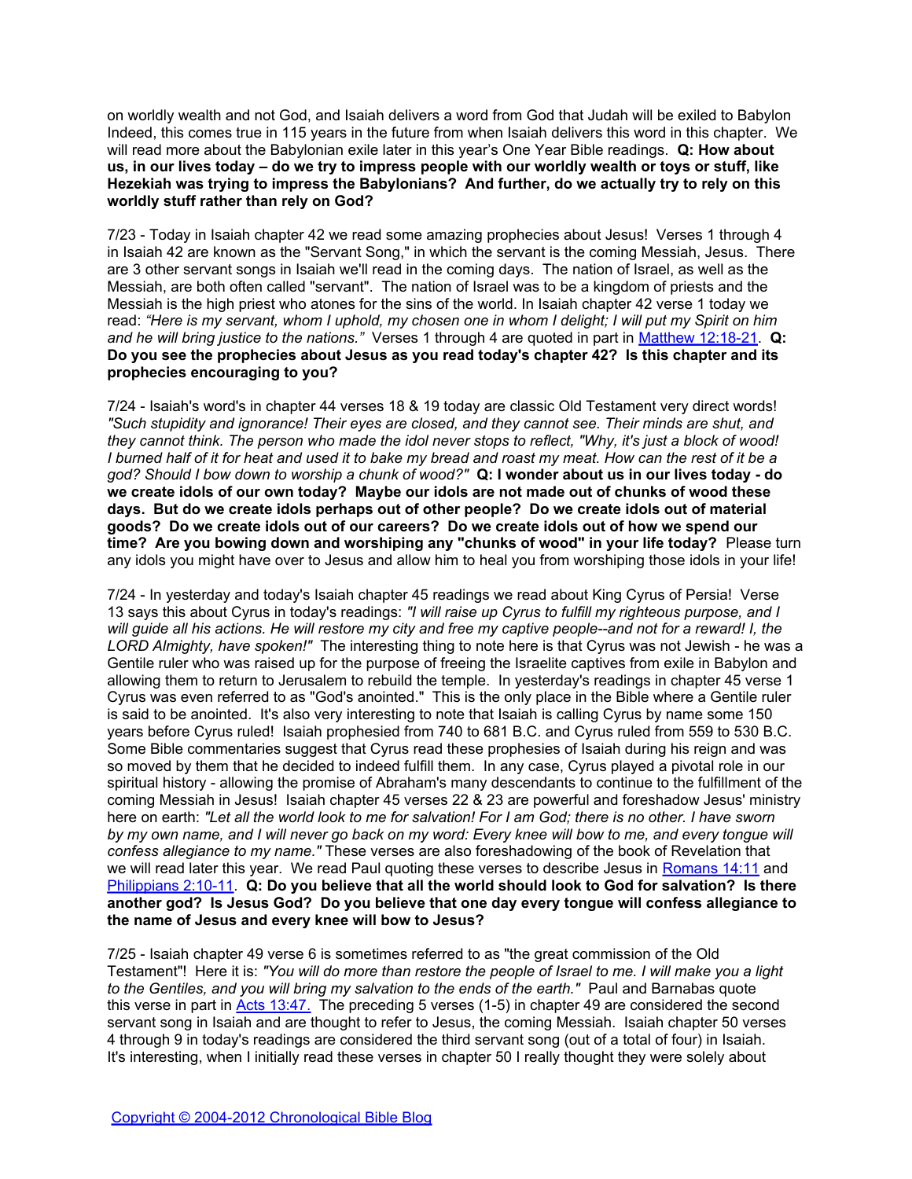on worldly wealth and not God, and Isaiah delivers a word from God that Judah will be exiled to Babylon Indeed, this comes true in 115 years in the future from when Isaiah delivers this word in this chapter. We will read more about the Babylonian exile later in this year's One Year Bible readings. **Q: How about us, in our lives today – do we try to impress people with our worldly wealth or toys or stuff, like Hezekiah was trying to impress the Babylonians? And further, do we actually try to rely on this worldly stuff rather than rely on God?**

7/23 - Today in Isaiah chapter 42 we read some amazing prophecies about Jesus! Verses 1 through 4 in Isaiah 42 are known as the "Servant Song," in which the servant is the coming Messiah, Jesus. There are 3 other servant songs in Isaiah we'll read in the coming days. The nation of Israel, as well as the Messiah, are both often called "servant". The nation of Israel was to be a kingdom of priests and the Messiah is the high priest who atones for the sins of the world. In Isaiah chapter 42 verse 1 today we read: *"Here is my servant, whom I uphold, my chosen one in whom I delight; I will put my Spirit on him and he will bring justice to the nations."* Verses 1 through 4 are quoted in part in [Matthew 12:18-21](). **Q: Do you see the prophecies about Jesus as you read today's chapter 42? Is this chapter and its prophecies encouraging to you?**

7/24 - Isaiah's word's in chapter 44 verses 18 & 19 today are classic Old Testament very direct words! *"Such stupidity and ignorance! Their eyes are closed, and they cannot see. Their minds are shut, and they cannot think. The person who made the idol never stops to reflect, "Why, it's just a block of wood! I burned half of it for heat and used it to bake my bread and roast my meat. How can the rest of it be a god? Should I bow down to worship a chunk of wood?"* **Q: I wonder about us in our lives today - do we create idols of our own today? Maybe our idols are not made out of chunks of wood these days. But do we create idols perhaps out of other people? Do we create idols out of material goods? Do we create idols out of our careers? Do we create idols out of how we spend our time? Are you bowing down and worshiping any "chunks of wood" in your life today?** Please turn any idols you might have over to Jesus and allow him to heal you from worshiping those idols in your life!

7/24 - In yesterday and today's Isaiah chapter 45 readings we read about King Cyrus of Persia! Verse 13 says this about Cyrus in today's readings: *"I will raise up Cyrus to fulfill my righteous purpose, and I will guide all his actions. He will restore my city and free my captive people--and not for a reward! I, the LORD Almighty, have spoken!"* The interesting thing to note here is that Cyrus was not Jewish - he was a Gentile ruler who was raised up for the purpose of freeing the Israelite captives from exile in Babylon and allowing them to return to Jerusalem to rebuild the temple. In yesterday's readings in chapter 45 verse 1 Cyrus was even referred to as "God's anointed." This is the only place in the Bible where a Gentile ruler is said to be anointed. It's also very interesting to note that Isaiah is calling Cyrus by name some 150 years before Cyrus ruled! Isaiah prophesied from 740 to 681 B.C. and Cyrus ruled from 559 to 530 B.C. Some Bible commentaries suggest that Cyrus read these prophesies of Isaiah during his reign and was so moved by them that he decided to indeed fulfill them. In any case, Cyrus played a pivotal role in our spiritual history - allowing the promise of Abraham's many descendants to continue to the fulfillment of the coming Messiah in Jesus! Isaiah chapter 45 verses 22 & 23 are powerful and foreshadow Jesus' ministry here on earth: *"Let all the world look to me for salvation! For I am God; there is no other. I have sworn by my own name, and I will never go back on my word: Every knee will bow to me, and every tongue will confess allegiance to my name."* These verses are also foreshadowing of the book of Revelation that we will read later this year. We read Paul quoting these verses to describe Jesus in [Romans 14:11]() and [Philippians 2:10-11](). **Q: Do you believe that all the world should look to God for salvation? Is there another god? Is Jesus God? Do you believe that one day every tongue will confess allegiance to the name of Jesus and every knee will bow to Jesus?**

7/25 - Isaiah chapter 49 verse 6 is sometimes referred to as "the great commission of the Old Testament"! Here it is: *"You will do more than restore the people of Israel to me. I will make you a light to the Gentiles, and you will bring my salvation to the ends of the earth."* Paul and Barnabas quote this verse in part in [Acts 13:47.]() The preceding 5 verses (1-5) in chapter 49 are considered the second servant song in Isaiah and are thought to refer to Jesus, the coming Messiah. Isaiah chapter 50 verses 4 through 9 in today's readings are considered the third servant song (out of a total of four) in Isaiah. It's interesting, when I initially read these verses in chapter 50 I really thought they were solely about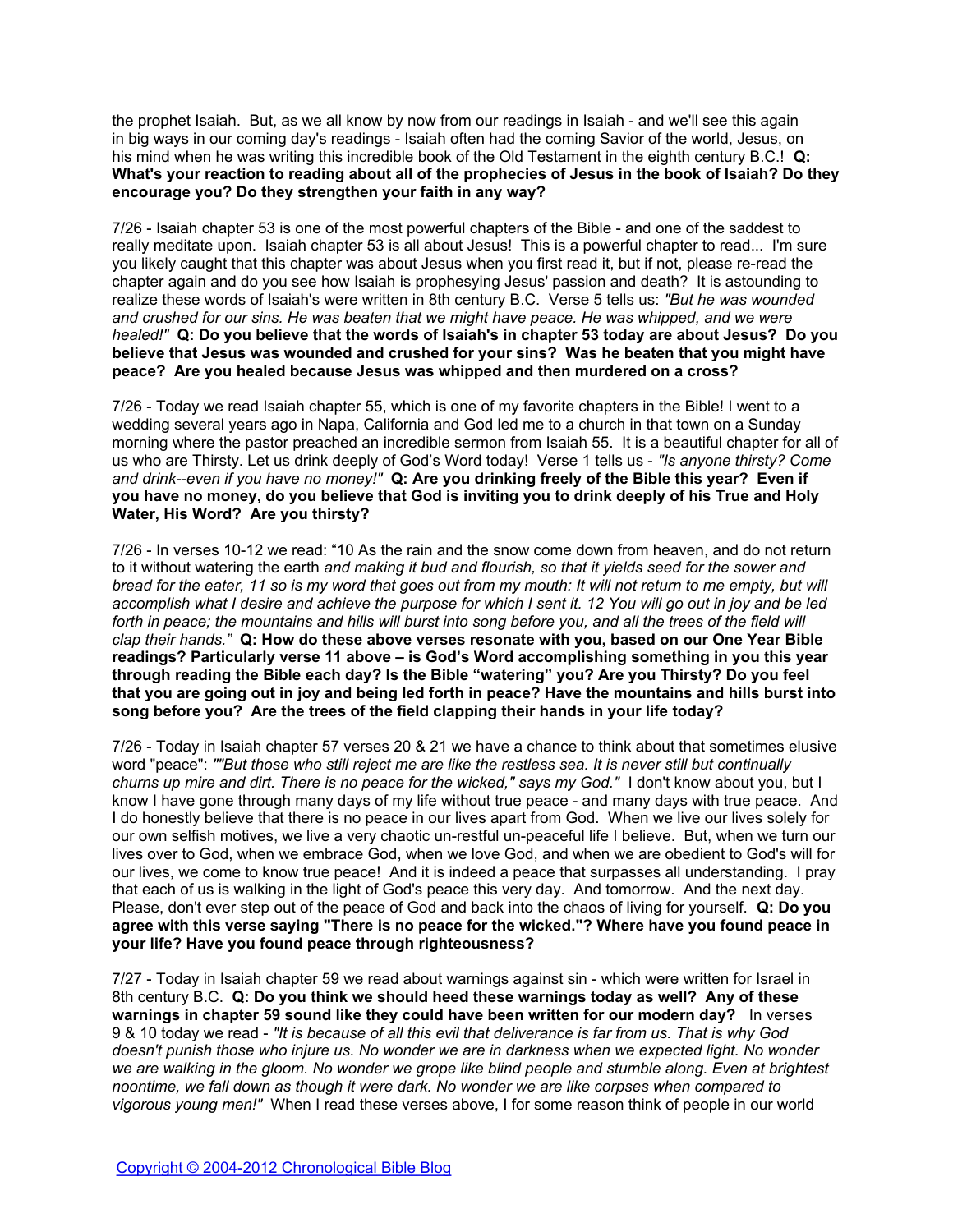the prophet Isaiah. But, as we all know by now from our readings in Isaiah - and we'll see this again in big ways in our coming day's readings - Isaiah often had the coming Savior of the world, Jesus, on his mind when he was writing this incredible book of the Old Testament in the eighth century B.C.! **Q: What's your reaction to reading about all of the prophecies of Jesus in the book of Isaiah? Do they encourage you? Do they strengthen your faith in any way?**

7/26 - Isaiah chapter 53 is one of the most powerful chapters of the Bible - and one of the saddest to really meditate upon. Isaiah chapter 53 is all about Jesus! This is a powerful chapter to read... I'm sure you likely caught that this chapter was about Jesus when you first read it, but if not, please re-read the chapter again and do you see how Isaiah is prophesying Jesus' passion and death? It is astounding to realize these words of Isaiah's were written in 8th century B.C. Verse 5 tells us: *"But he was wounded and crushed for our sins. He was beaten that we might have peace. He was whipped, and we were healed!"* **Q: Do you believe that the words of Isaiah's in chapter 53 today are about Jesus? Do you believe that Jesus was wounded and crushed for your sins? Was he beaten that you might have peace? Are you healed because Jesus was whipped and then murdered on a cross?**

7/26 - Today we read Isaiah chapter 55, which is one of my favorite chapters in the Bible! I went to a wedding several years ago in Napa, California and God led me to a church in that town on a Sunday morning where the pastor preached an incredible sermon from Isaiah 55. It is a beautiful chapter for all of us who are Thirsty. Let us drink deeply of God's Word today! Verse 1 tells us - *"Is anyone thirsty? Come and drink--even if you have no money!"* **Q: Are you drinking freely of the Bible this year? Even if you have no money, do you believe that God is inviting you to drink deeply of his True and Holy Water, His Word? Are you thirsty?**

7/26 - In verses 10-12 we read: "10 As the rain and the snow come down from heaven, and do not return to it without watering the earth *and making it bud and flourish, so that it yields seed for the sower and bread for the eater, 11 so is my word that goes out from my mouth: It will not return to me empty, but will accomplish what I desire and achieve the purpose for which I sent it. 12 You will go out in joy and be led forth in peace; the mountains and hills will burst into song before you, and all the trees of the field will clap their hands."* **Q: How do these above verses resonate with you, based on our One Year Bible readings? Particularly verse 11 above – is God's Word accomplishing something in you this year through reading the Bible each day? Is the Bible "watering" you? Are you Thirsty? Do you feel that you are going out in joy and being led forth in peace? Have the mountains and hills burst into song before you? Are the trees of the field clapping their hands in your life today?**

7/26 - Today in Isaiah chapter 57 verses 20 & 21 we have a chance to think about that sometimes elusive word "peace": *""But those who still reject me are like the restless sea. It is never still but continually churns up mire and dirt. There is no peace for the wicked," says my God."* I don't know about you, but I know I have gone through many days of my life without true peace - and many days with true peace. And I do honestly believe that there is no peace in our lives apart from God. When we live our lives solely for our own selfish motives, we live a very chaotic un-restful un-peaceful life I believe. But, when we turn our lives over to God, when we embrace God, when we love God, and when we are obedient to God's will for our lives, we come to know true peace! And it is indeed a peace that surpasses all understanding. I pray that each of us is walking in the light of God's peace this very day. And tomorrow. And the next day. Please, don't ever step out of the peace of God and back into the chaos of living for yourself. **Q: Do you agree with this verse saying "There is no peace for the wicked."? Where have you found peace in your life? Have you found peace through righteousness?**

7/27 - Today in Isaiah chapter 59 we read about warnings against sin - which were written for Israel in 8th century B.C. **Q: Do you think we should heed these warnings today as well? Any of these warnings in chapter 59 sound like they could have been written for our modern day?** In verses 9 & 10 today we read - *"It is because of all this evil that deliverance is far from us. That is why God doesn't punish those who injure us. No wonder we are in darkness when we expected light. No wonder we are walking in the gloom. No wonder we grope like blind people and stumble along. Even at brightest noontime, we fall down as though it were dark. No wonder we are like corpses when compared to vigorous young men!"* When I read these verses above, I for some reason think of people in our world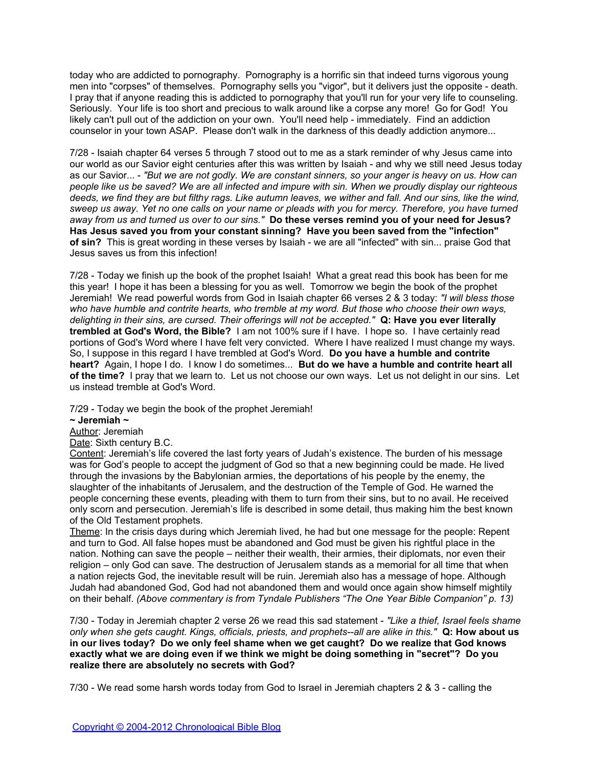today who are addicted to pornography. Pornography is a horrific sin that indeed turns vigorous young men into "corpses" of themselves. Pornography sells you "vigor", but it delivers just the opposite - death. I pray that if anyone reading this is addicted to pornography that you'll run for your very life to counseling. Seriously. Your life is too short and precious to walk around like a corpse any more! Go for God! You likely can't pull out of the addiction on your own. You'll need help - immediately. Find an addiction counselor in your town ASAP. Please don't walk in the darkness of this deadly addiction anymore...

7/28 - Isaiah chapter 64 verses 5 through 7 stood out to me as a stark reminder of why Jesus came into our world as our Savior eight centuries after this was written by Isaiah - and why we still need Jesus today as our Savior... - *"But we are not godly. We are constant sinners, so your anger is heavy on us. How can people like us be saved? We are all infected and impure with sin. When we proudly display our righteous deeds, we find they are but filthy rags. Like autumn leaves, we wither and fall. And our sins, like the wind, sweep us away. Yet no one calls on your name or pleads with you for mercy. Therefore, you have turned away from us and turned us over to our sins."* **Do these verses remind you of your need for Jesus? Has Jesus saved you from your constant sinning? Have you been saved from the "infection" of sin?** This is great wording in these verses by Isaiah - we are all "infected" with sin... praise God that Jesus saves us from this infection!

7/28 - Today we finish up the book of the prophet Isaiah! What a great read this book has been for me this year! I hope it has been a blessing for you as well. Tomorrow we begin the book of the prophet Jeremiah! We read powerful words from God in Isaiah chapter 66 verses 2 & 3 today: *"I will bless those who have humble and contrite hearts, who tremble at my word. But those who choose their own ways, delighting in their sins, are cursed. Their offerings will not be accepted."* **Q: Have you ever literally trembled at God's Word, the Bible?** I am not 100% sure if I have. I hope so. I have certainly read portions of God's Word where I have felt very convicted. Where I have realized I must change my ways. So, I suppose in this regard I have trembled at God's Word. **Do you have a humble and contrite heart?** Again, I hope I do. I know I do sometimes... **But do we have a humble and contrite heart all of the time?** I pray that we learn to. Let us not choose our own ways. Let us not delight in our sins. Let us instead tremble at God's Word.

7/29 - Today we begin the book of the prophet Jeremiah!

**~ Jeremiah ~**

Author: Jeremiah

Date: Sixth century B.C.

Content: Jeremiah's life covered the last forty years of Judah's existence. The burden of his message was for God's people to accept the judgment of God so that a new beginning could be made. He lived through the invasions by the Babylonian armies, the deportations of his people by the enemy, the slaughter of the inhabitants of Jerusalem, and the destruction of the Temple of God. He warned the people concerning these events, pleading with them to turn from their sins, but to no avail. He received only scorn and persecution. Jeremiah's life is described in some detail, thus making him the best known of the Old Testament prophets.

Theme: In the crisis days during which Jeremiah lived, he had but one message for the people: Repent and turn to God. All false hopes must be abandoned and God must be given his rightful place in the nation. Nothing can save the people – neither their wealth, their armies, their diplomats, nor even their religion – only God can save. The destruction of Jerusalem stands as a memorial for all time that when a nation rejects God, the inevitable result will be ruin. Jeremiah also has a message of hope. Although Judah had abandoned God, God had not abandoned them and would once again show himself mightily on their behalf. *(Above commentary is from Tyndale Publishers "The One Year Bible Companion" p. 13)*

7/30 - Today in Jeremiah chapter 2 verse 26 we read this sad statement - *"Like a thief, Israel feels shame only when she gets caught. Kings, officials, priests, and prophets--all are alike in this."* **Q: How about us in our lives today? Do we only feel shame when we get caught? Do we realize that God knows exactly what we are doing even if we think we might be doing something in "secret"? Do you realize there are absolutely no secrets with God?**

7/30 - We read some harsh words today from God to Israel in Jeremiah chapters 2 & 3 - calling the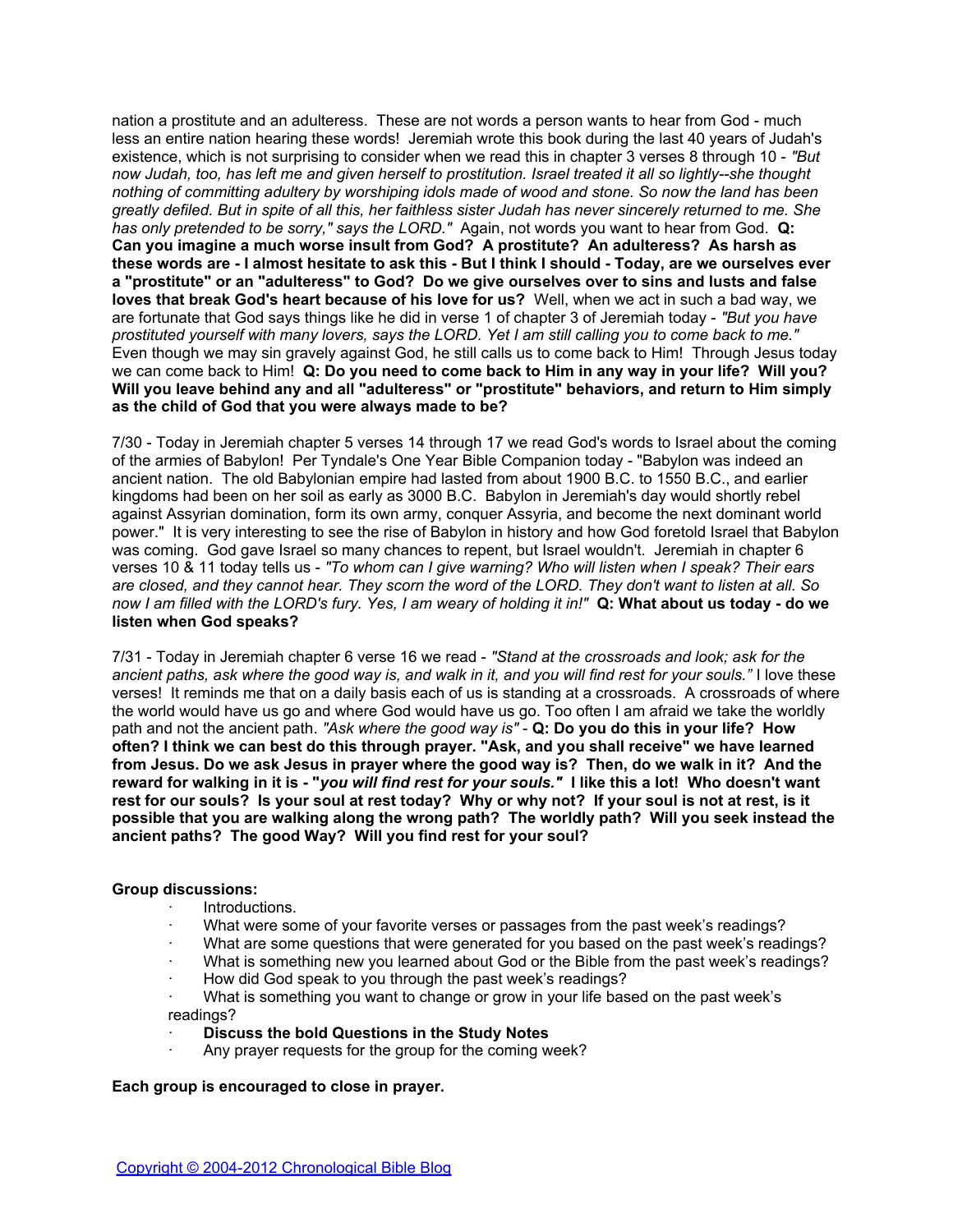nation a prostitute and an adulteress. These are not words a person wants to hear from God - much less an entire nation hearing these words! Jeremiah wrote this book during the last 40 years of Judah's existence, which is not surprising to consider when we read this in chapter 3 verses 8 through 10 - *"But now Judah, too, has left me and given herself to prostitution. Israel treated it all so lightly--she thought nothing of committing adultery by worshiping idols made of wood and stone. So now the land has been greatly defiled. But in spite of all this, her faithless sister Judah has never sincerely returned to me. She has only pretended to be sorry," says the LORD."* Again, not words you want to hear from God. **Q: Can you imagine a much worse insult from God? A prostitute? An adulteress? As harsh as these words are - I almost hesitate to ask this - But I think I should - Today, are we ourselves ever a "prostitute" or an "adulteress" to God? Do we give ourselves over to sins and lusts and false loves that break God's heart because of his love for us?** Well, when we act in such a bad way, we are fortunate that God says things like he did in verse 1 of chapter 3 of Jeremiah today - *"But you have prostituted yourself with many lovers, says the LORD. Yet I am still calling you to come back to me."* Even though we may sin gravely against God, he still calls us to come back to Him! Through Jesus today we can come back to Him! **Q: Do you need to come back to Him in any way in your life? Will you? Will you leave behind any and all "adulteress" or "prostitute" behaviors, and return to Him simply as the child of God that you were always made to be?**

7/30 - Today in Jeremiah chapter 5 verses 14 through 17 we read God's words to Israel about the coming of the armies of Babylon! Per Tyndale's One Year Bible Companion today - "Babylon was indeed an ancient nation. The old Babylonian empire had lasted from about 1900 B.C. to 1550 B.C., and earlier kingdoms had been on her soil as early as 3000 B.C. Babylon in Jeremiah's day would shortly rebel against Assyrian domination, form its own army, conquer Assyria, and become the next dominant world power." It is very interesting to see the rise of Babylon in history and how God foretold Israel that Babylon was coming. God gave Israel so many chances to repent, but Israel wouldn't. Jeremiah in chapter 6 verses 10 & 11 today tells us - *"To whom can I give warning? Who will listen when I speak? Their ears are closed, and they cannot hear. They scorn the word of the LORD. They don't want to listen at all. So now I am filled with the LORD's fury. Yes, I am weary of holding it in!"* **Q: What about us today - do we listen when God speaks?**

7/31 - Today in Jeremiah chapter 6 verse 16 we read - *"Stand at the crossroads and look; ask for the ancient paths, ask where the good way is, and walk in it, and you will find rest for your souls."* I love these verses! It reminds me that on a daily basis each of us is standing at a crossroads. A crossroads of where the world would have us go and where God would have us go. Too often I am afraid we take the worldly path and not the ancient path. *"Ask where the good way is"* - **Q: Do you do this in your life? How often? I think we can best do this through prayer. "Ask, and you shall receive" we have learned from Jesus. Do we ask Jesus in prayer where the good way is? Then, do we walk in it? And the reward for walking in it is - "*you will find rest for your souls."* I like this a lot! Who doesn't want rest for our souls? Is your soul at rest today? Why or why not? If your soul is not at rest, is it possible that you are walking along the wrong path? The worldly path? Will you seek instead the ancient paths? The good Way? Will you find rest for your soul?**

**Group discussions:**

- Introductions.
- What were some of your favorite verses or passages from the past week's readings?
- What are some questions that were generated for you based on the past week's readings?
- What is something new you learned about God or the Bible from the past week's readings?
- How did God speak to you through the past week's readings?
- What is something you want to change or grow in your life based on the past week's readings?
- **Discuss the bold Questions in the Study Notes**
- Any prayer requests for the group for the coming week?

**Each group is encouraged to close in prayer.**

Copyright © 2004-2012 Chronological Bible Blog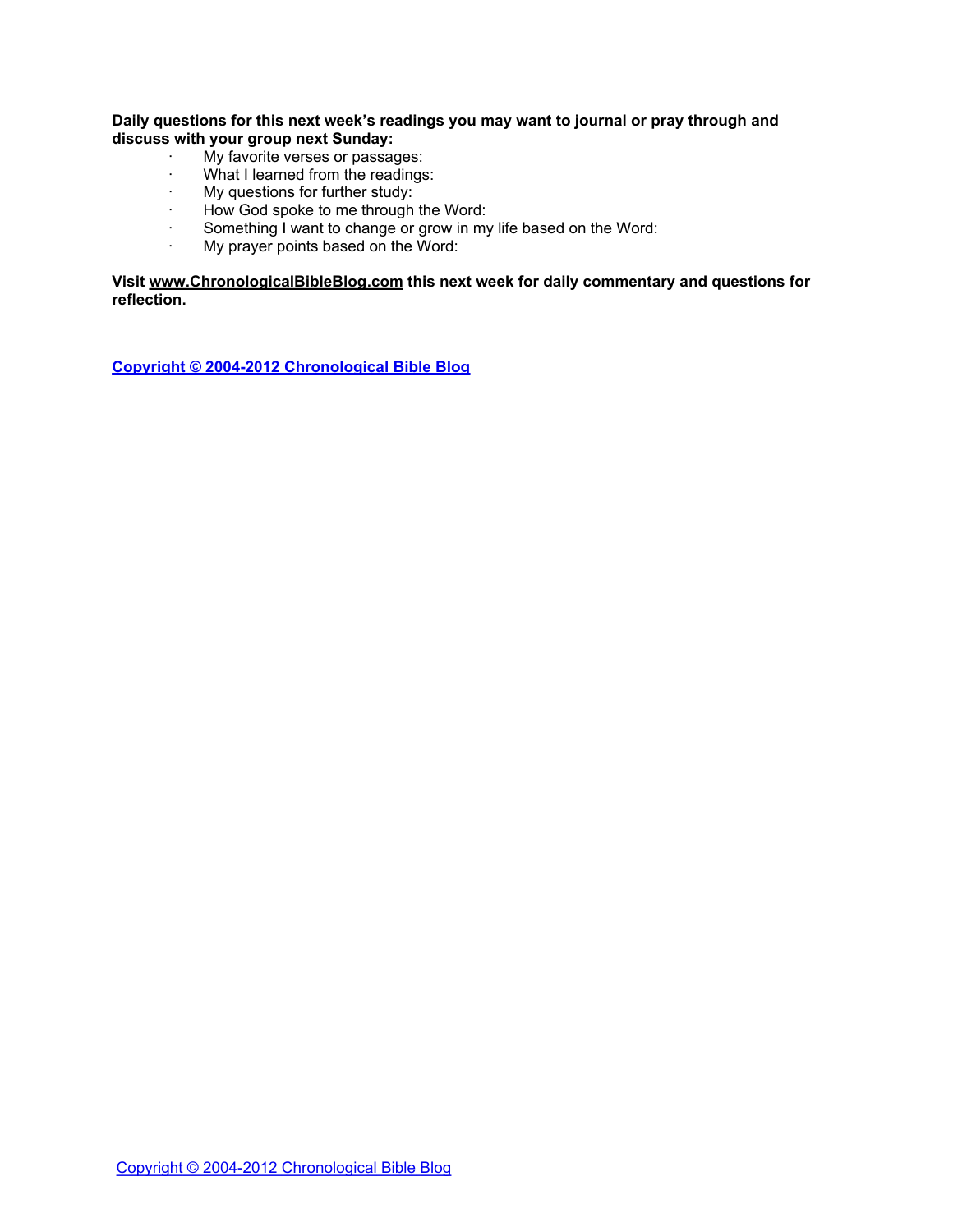**Daily questions for this next week's readings you may want to journal or pray through and discuss with your group next Sunday:**

- My favorite verses or passages:
- What I learned from the readings:
- My questions for further study:
- How God spoke to me through the Word:
- Something I want to change or grow in my life based on the Word:
- My prayer points based on the Word:

**Visit www.ChronologicalBibleBlog.com this next week for daily commentary and questions for reflection.**

**Copyright © 2004-2012 Chronological Bible Blog**